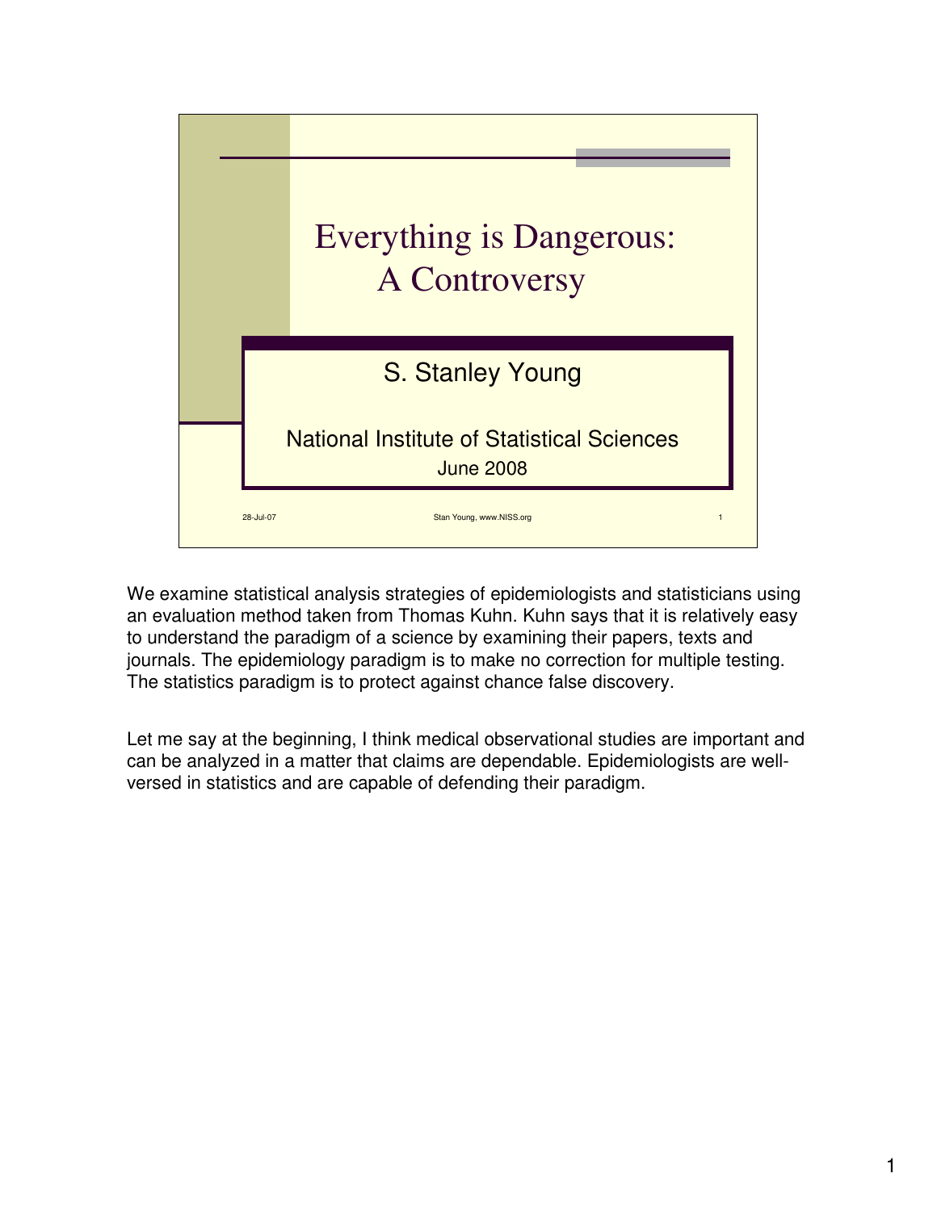# Everything is Dangerous: A Controversy

S. Stanley Young

National Institute of Statistical Sciences

June 2008

We examine statistical analysis strategies of epidemiologists and statisticians using an evaluation method taken from Thomas Kuhn. Kuhn says that it is relatively easy to understand the paradigm of a science by examining their papers, texts and journals. The epidemiology paradigm is to make no correction for multiple testing. The statistics paradigm is to protect against chance false discovery.

Let me say at the beginning, I think medical observational studies are important and can be analyzed in a matter that claims are dependable. Epidemiologists are well-versed in statistics and are capable of defending their paradigm.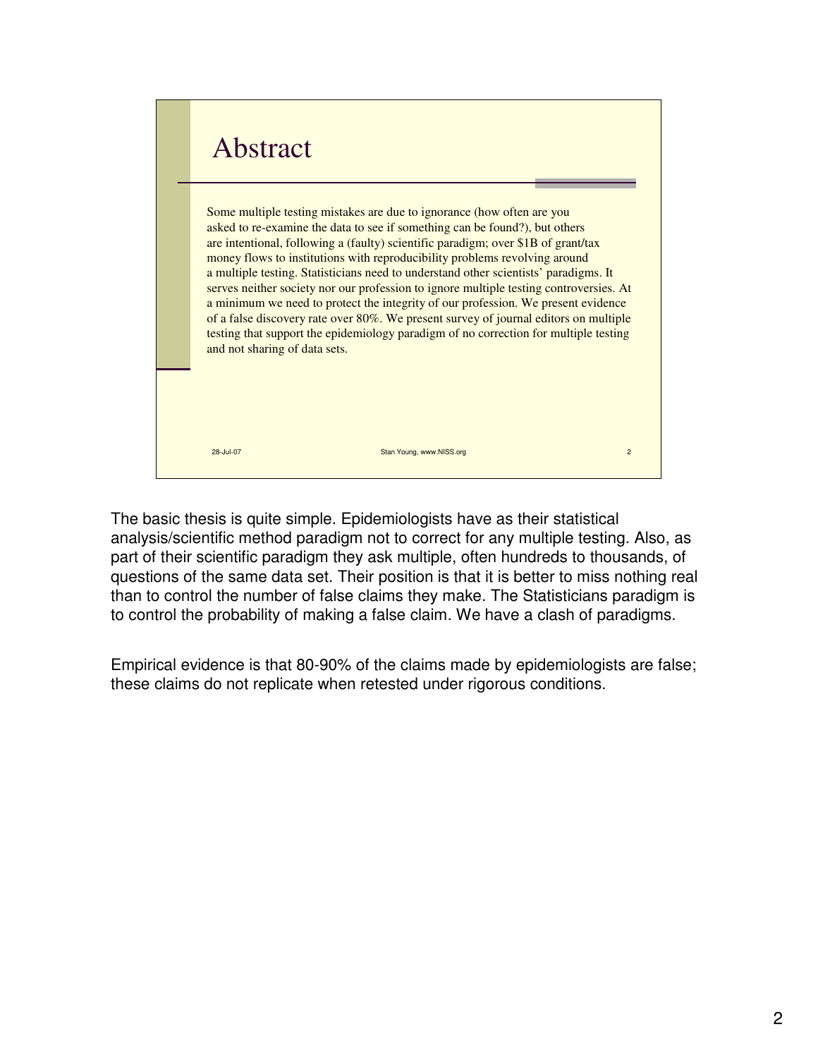# Abstract

Some multiple testing mistakes are due to ignorance (how often are you asked to re-examine the data to see if something can be found?), but others are intentional, following a (faulty) scientific paradigm; over $1B of grant/tax money flows to institutions with reproducibility problems revolving around a multiple testing. Statisticians need to understand other scientists' paradigms. It serves neither society nor our profession to ignore multiple testing controversies. At a minimum we need to protect the integrity of our profession. We present evidence of a false discovery rate over 80%. We present survey of journal editors on multiple testing that support the epidemiology paradigm of no correction for multiple testing and not sharing of data sets.

28-Jul-07 | Stan Young, www.NISS.org | 2

The basic thesis is quite simple. Epidemiologists have as their statistical analysis/scientific method paradigm not to correct for any multiple testing. Also, as part of their scientific paradigm they ask multiple, often hundreds to thousands, of questions of the same data set. Their position is that it is better to miss nothing real than to control the number of false claims they make. The Statisticians paradigm is to control the probability of making a false claim. We have a clash of paradigms.

Empirical evidence is that 80-90% of the claims made by epidemiologists are false; these claims do not replicate when retested under rigorous conditions.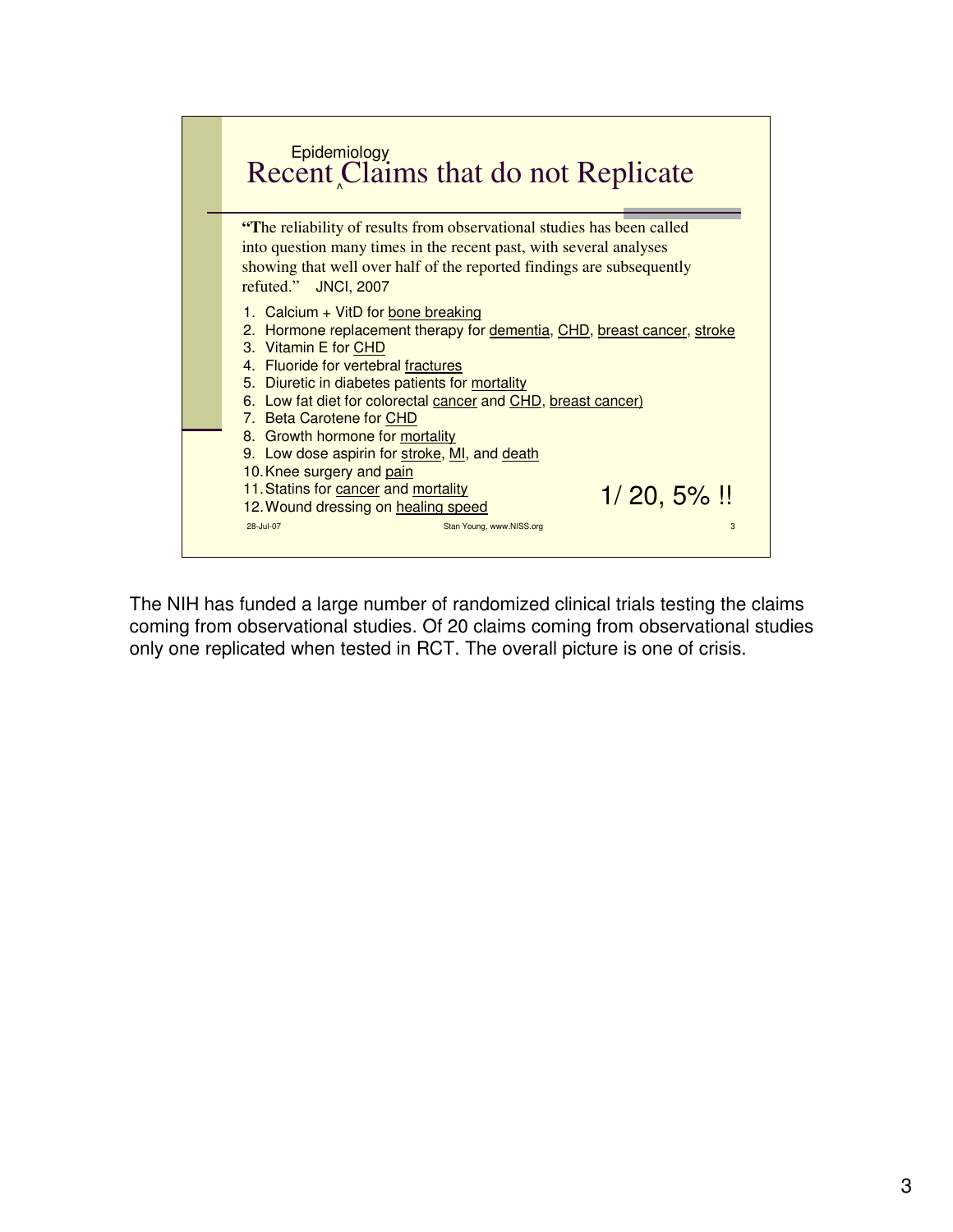## Recent Epidemiology Claims that do not Replicate

"The reliability of results from observational studies has been called into question many times in the recent past, with several analyses showing that well over half of the reported findings are subsequently refuted." JNCI, 2007

1. Calcium + VitD for bone breaking
2. Hormone replacement therapy for dementia, CHD, breast cancer, stroke
3. Vitamin E for CHD
4. Fluoride for vertebral fractures
5. Diuretic in diabetes patients for mortality
6. Low fat diet for colorectal cancer and CHD, breast cancer)
7. Beta Carotene for CHD
8. Growth hormone for mortality
9. Low dose aspirin for stroke, MI, and death
10. Knee surgery and pain
11. Statins for cancer and mortality
12. Wound dressing on healing speed

1/ 20, 5% !!

28-Jul-07 Stan Young, www.NISS.org 3

The NIH has funded a large number of randomized clinical trials testing the claims coming from observational studies. Of 20 claims coming from observational studies only one replicated when tested in RCT. The overall picture is one of crisis.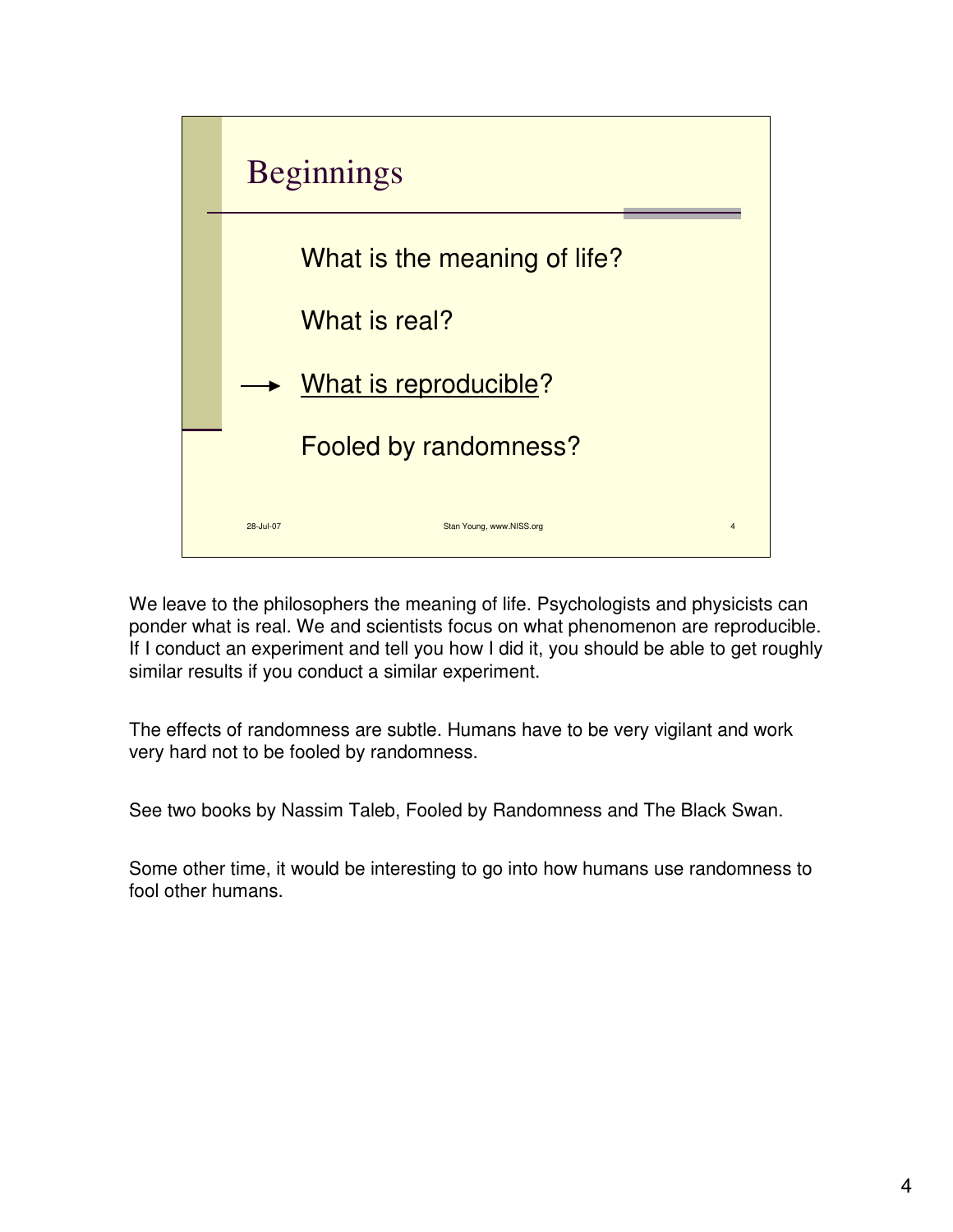## Beginnings

What is the meaning of life?

What is real?

→ <u>What is reproducible</u>?

Fooled by randomness?

28-Jul-07 Stan Young, www.NISS.org 4

We leave to the philosophers the meaning of life. Psychologists and physicists can ponder what is real. We and scientists focus on what phenomenon are reproducible. If I conduct an experiment and tell you how I did it, you should be able to get roughly similar results if you conduct a similar experiment.

The effects of randomness are subtle. Humans have to be very vigilant and work very hard not to be fooled by randomness.

See two books by Nassim Taleb, Fooled by Randomness and The Black Swan.

Some other time, it would be interesting to go into how humans use randomness to fool other humans.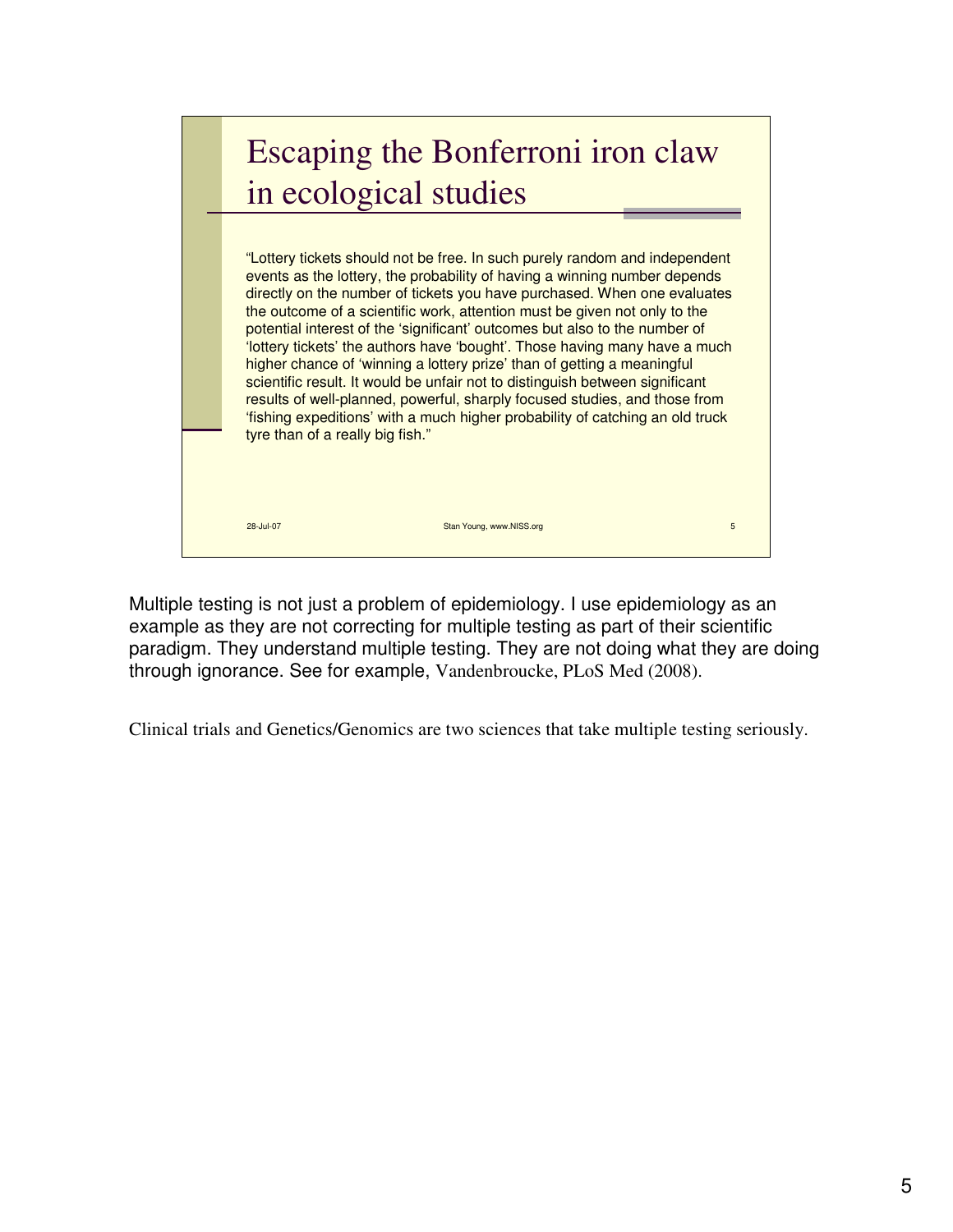## Escaping the Bonferroni iron claw in ecological studies

"Lottery tickets should not be free. In such purely random and independent events as the lottery, the probability of having a winning number depends directly on the number of tickets you have purchased. When one evaluates the outcome of a scientific work, attention must be given not only to the potential interest of the 'significant' outcomes but also to the number of 'lottery tickets' the authors have 'bought'. Those having many have a much higher chance of 'winning a lottery prize' than of getting a meaningful scientific result. It would be unfair not to distinguish between significant results of well-planned, powerful, sharply focused studies, and those from 'fishing expeditions' with a much higher probability of catching an old truck tyre than of a really big fish."

28-Jul-07 Stan Young, www.NISS.org 5

Multiple testing is not just a problem of epidemiology. I use epidemiology as an example as they are not correcting for multiple testing as part of their scientific paradigm. They understand multiple testing. They are not doing what they are doing through ignorance. See for example, Vandenbroucke, PLoS Med (2008).

Clinical trials and Genetics/Genomics are two sciences that take multiple testing seriously.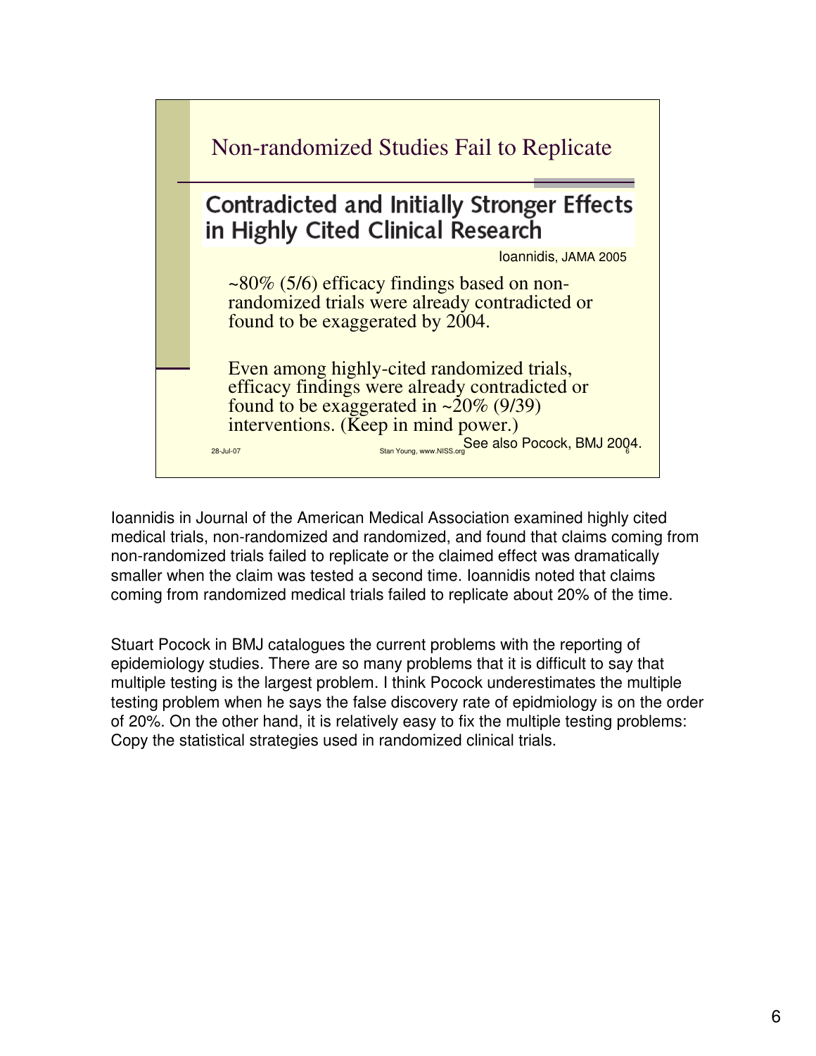## Non-randomized Studies Fail to Replicate

### Contradicted and Initially Stronger Effects in Highly Cited Clinical Research

Ioannidis, JAMA 2005

~80% (5/6) efficacy findings based on non-randomized trials were already contradicted or found to be exaggerated by 2004.

Even among highly-cited randomized trials, efficacy findings were already contradicted or found to be exaggerated in ~20% (9/39) interventions. (Keep in mind power.)

See also Pocock, BMJ 2004.

28-Jul-07 Stan Young, www.NISS.org 6

Ioannidis in Journal of the American Medical Association examined highly cited medical trials, non-randomized and randomized, and found that claims coming from non-randomized trials failed to replicate or the claimed effect was dramatically smaller when the claim was tested a second time. Ioannidis noted that claims coming from randomized medical trials failed to replicate about 20% of the time.

Stuart Pocock in BMJ catalogues the current problems with the reporting of epidemiology studies. There are so many problems that it is difficult to say that multiple testing is the largest problem. I think Pocock underestimates the multiple testing problem when he says the false discovery rate of epidmiology is on the order of 20%. On the other hand, it is relatively easy to fix the multiple testing problems: Copy the statistical strategies used in randomized clinical trials.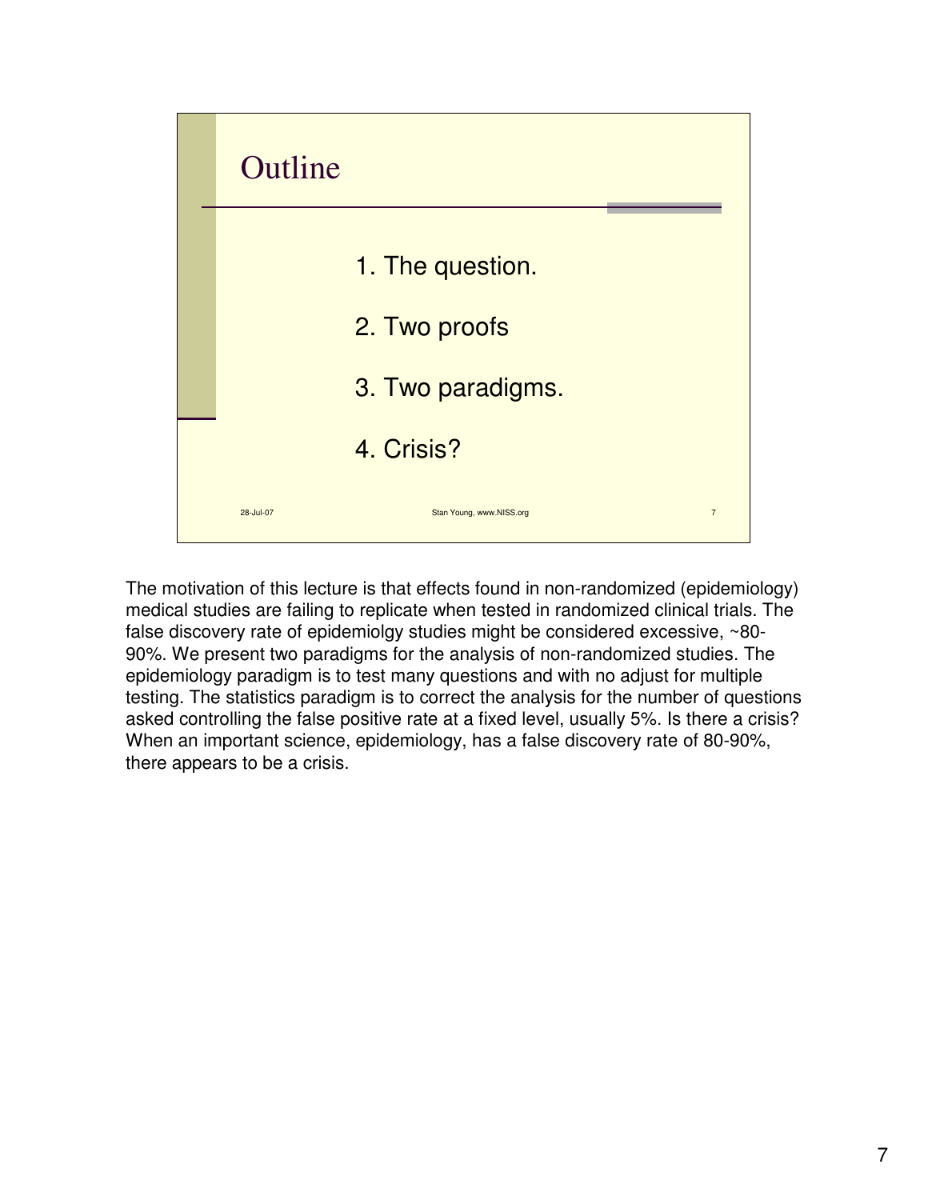## Outline

1. The question.
2. Two proofs
3. Two paradigms.
4. Crisis?

The motivation of this lecture is that effects found in non-randomized (epidemiology) medical studies are failing to replicate when tested in randomized clinical trials. The false discovery rate of epidemiolgy studies might be considered excessive, ~80-90%. We present two paradigms for the analysis of non-randomized studies. The epidemiology paradigm is to test many questions and with no adjust for multiple testing. The statistics paradigm is to correct the analysis for the number of questions asked controlling the false positive rate at a fixed level, usually 5%. Is there a crisis? When an important science, epidemiology, has a false discovery rate of 80-90%, there appears to be a crisis.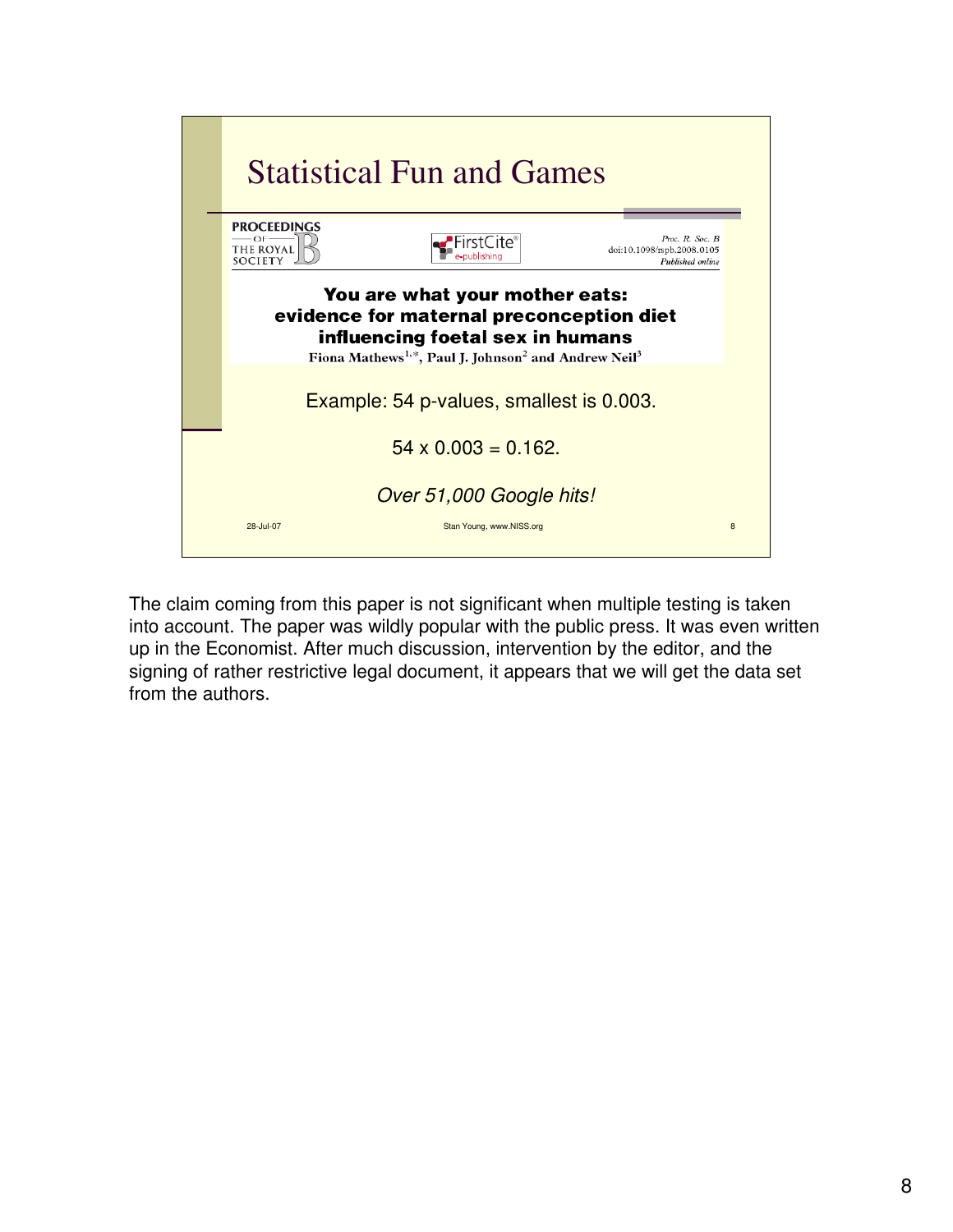## Statistical Fun and Games

PROCEEDINGS OF THE ROYAL SOCIETY B

Proc. R. Soc. B
doi:10.1098/rspb.2008.0105
*Published online*

**You are what your mother eats: evidence for maternal preconception diet influencing foetal sex in humans**

Fiona Mathews[1,*], Paul J. Johnson[2] and Andrew Neil[3]

Example: 54 p-values, smallest is 0.003.

54 x 0.003 = 0.162.

*Over 51,000 Google hits!*

28-Jul-07 Stan Young, www.NISS.org 8

The claim coming from this paper is not significant when multiple testing is taken into account. The paper was wildly popular with the public press. It was even written up in the Economist. After much discussion, intervention by the editor, and the signing of rather restrictive legal document, it appears that we will get the data set from the authors.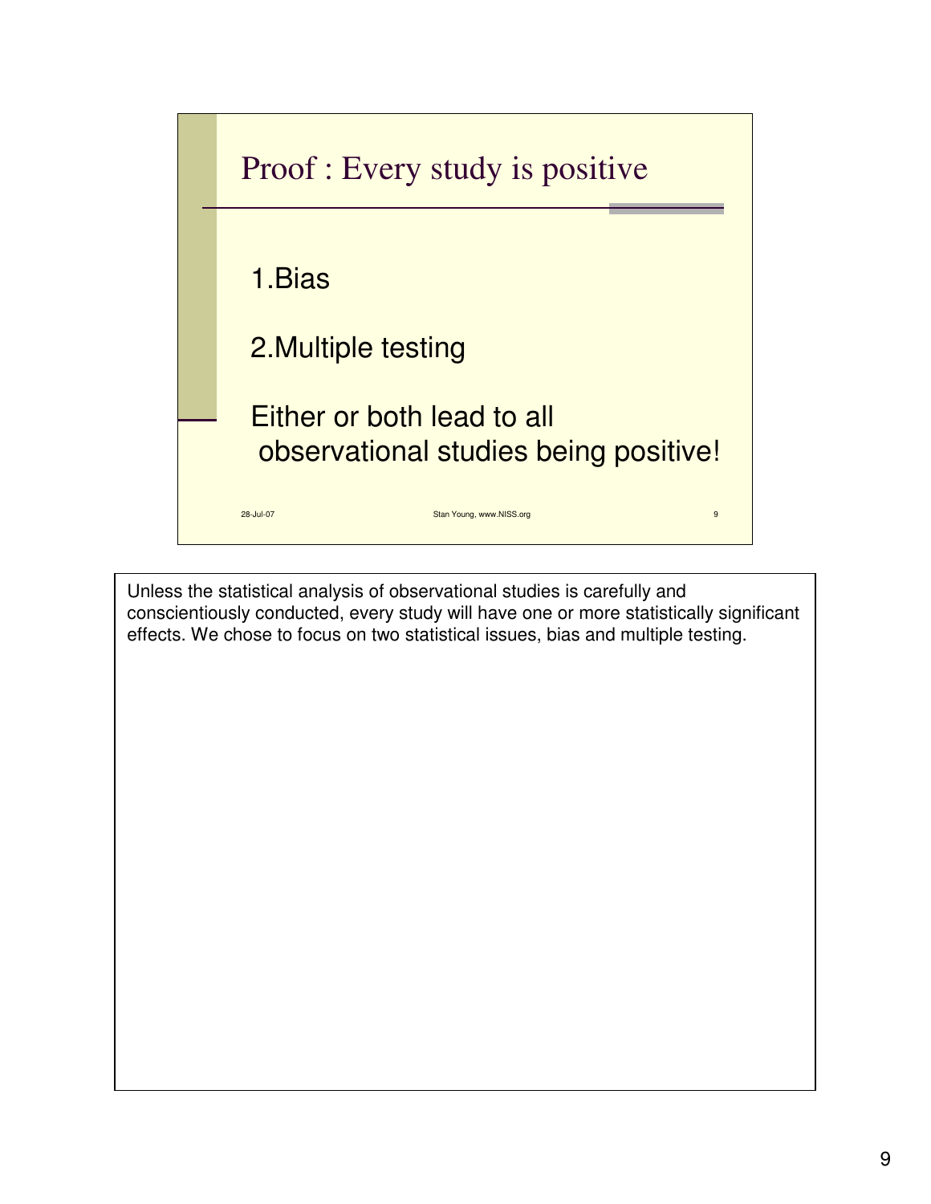## Proof : Every study is positive

1. Bias

2. Multiple testing

Either or both lead to all observational studies being positive!

28-Jul-07 Stan Young, www.NISS.org 9

Unless the statistical analysis of observational studies is carefully and conscientiously conducted, every study will have one or more statistically significant effects. We chose to focus on two statistical issues, bias and multiple testing.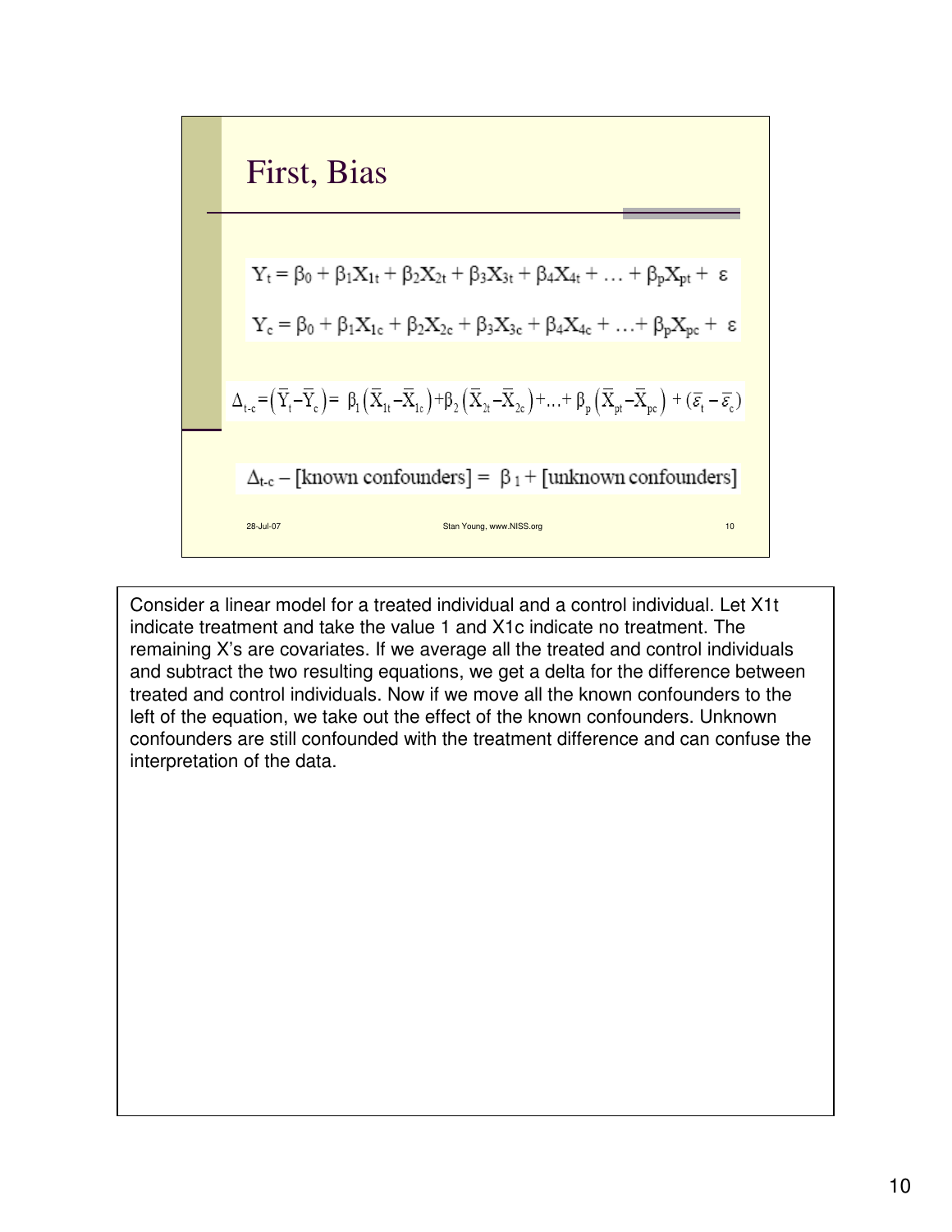# First, Bias

$$Y_t = \beta_0 + \beta_1 X_{1t} + \beta_2 X_{2t} + \beta_3 X_{3t} + \beta_4 X_{4t} + \ldots + \beta_p X_{pt} + \varepsilon$$

$$Y_c = \beta_0 + \beta_1 X_{1c} + \beta_2 X_{2c} + \beta_3 X_{3c} + \beta_4 X_{4c} + \ldots + \beta_p X_{pc} + \varepsilon$$

$$\Delta_{t\text{-}c} = \left(\bar{Y}_t - \bar{Y}_c\right) = \beta_1\left(\bar{X}_{1t} - \bar{X}_{1c}\right) + \beta_2\left(\bar{X}_{2t} - \bar{X}_{2c}\right) + \ldots + \beta_p\left(\bar{X}_{pt} - \bar{X}_{pc}\right) + \left(\bar{\varepsilon}_t - \bar{\varepsilon}_c\right)$$

$$\Delta_{t\text{-}c} - [\text{known confounders}] = \beta_1 + [\text{unknown confounders}]$$

28-Jul-07 Stan Young, www.NISS.org 10

Consider a linear model for a treated individual and a control individual. Let X1t indicate treatment and take the value 1 and X1c indicate no treatment. The remaining X's are covariates. If we average all the treated and control individuals and subtract the two resulting equations, we get a delta for the difference between treated and control individuals. Now if we move all the known confounders to the left of the equation, we take out the effect of the known confounders. Unknown confounders are still confounded with the treatment difference and can confuse the interpretation of the data.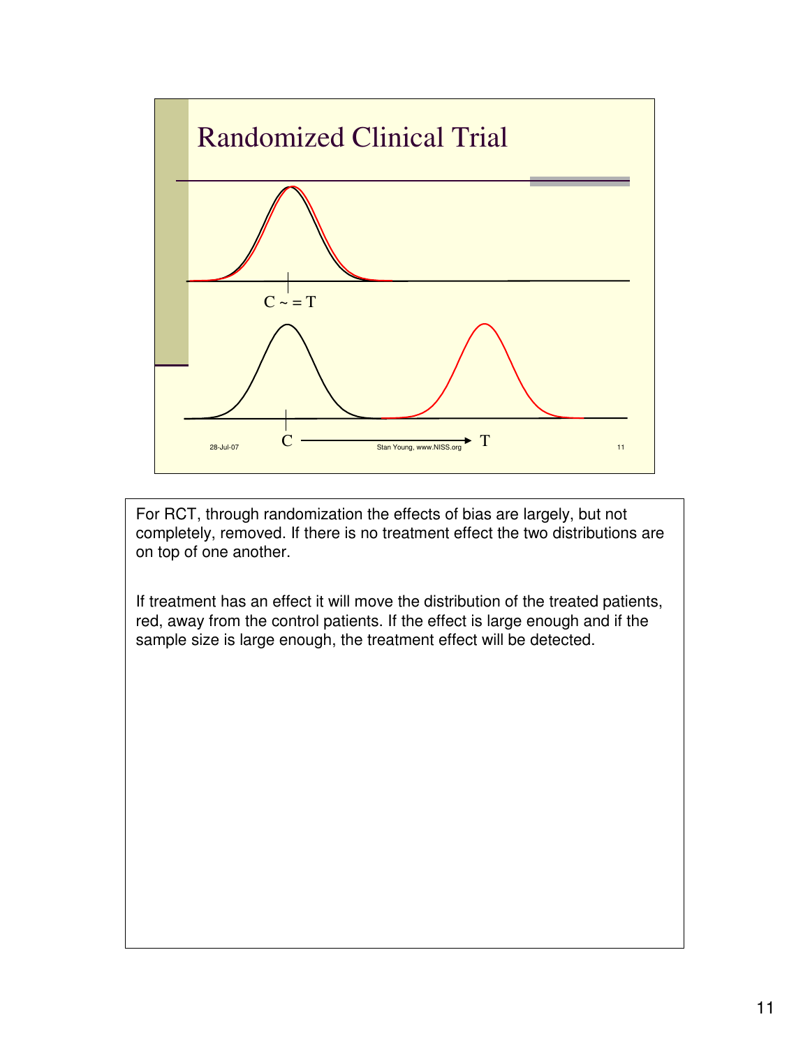# Randomized Clinical Trial

C ~ = T

C ⟶ T

For RCT, through randomization the effects of bias are largely, but not completely, removed. If there is no treatment effect the two distributions are on top of one another.

If treatment has an effect it will move the distribution of the treated patients, red, away from the control patients. If the effect is large enough and if the sample size is large enough, the treatment effect will be detected.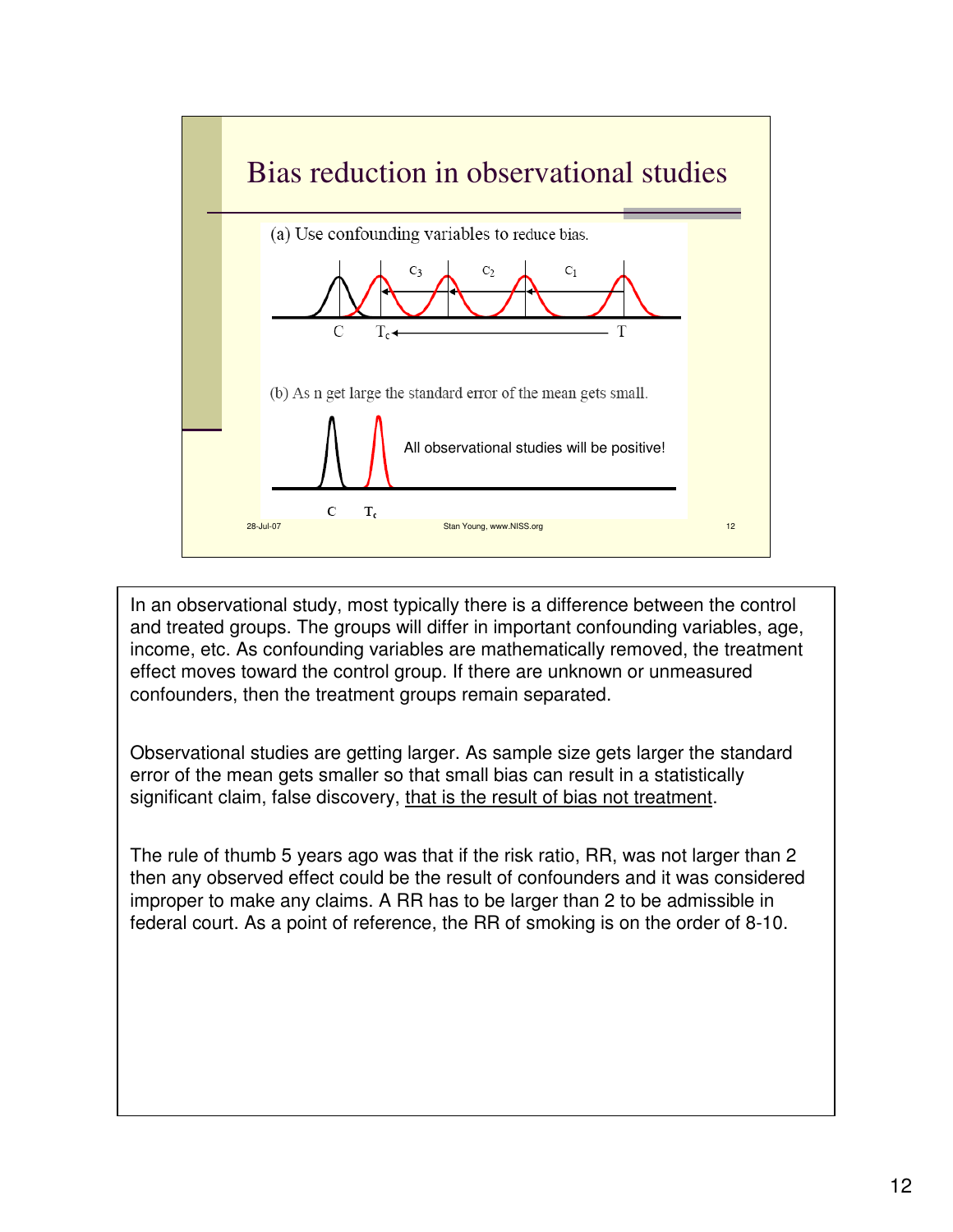# Bias reduction in observational studies

(a) Use confounding variables to reduce bias.

$C_3$ $C_2$ $C_1$

C $T_c$ ← T

(b) As n get large the standard error of the mean gets small.

All observational studies will be positive!

C $T_c$

28-Jul-07 Stan Young, www.NISS.org 12

In an observational study, most typically there is a difference between the control and treated groups. The groups will differ in important confounding variables, age, income, etc. As confounding variables are mathematically removed, the treatment effect moves toward the control group. If there are unknown or unmeasured confounders, then the treatment groups remain separated.

Observational studies are getting larger. As sample size gets larger the standard error of the mean gets smaller so that small bias can result in a statistically significant claim, false discovery, <u>that is the result of bias not treatment</u>.

The rule of thumb 5 years ago was that if the risk ratio, RR, was not larger than 2 then any observed effect could be the result of confounders and it was considered improper to make any claims. A RR has to be larger than 2 to be admissible in federal court. As a point of reference, the RR of smoking is on the order of 8-10.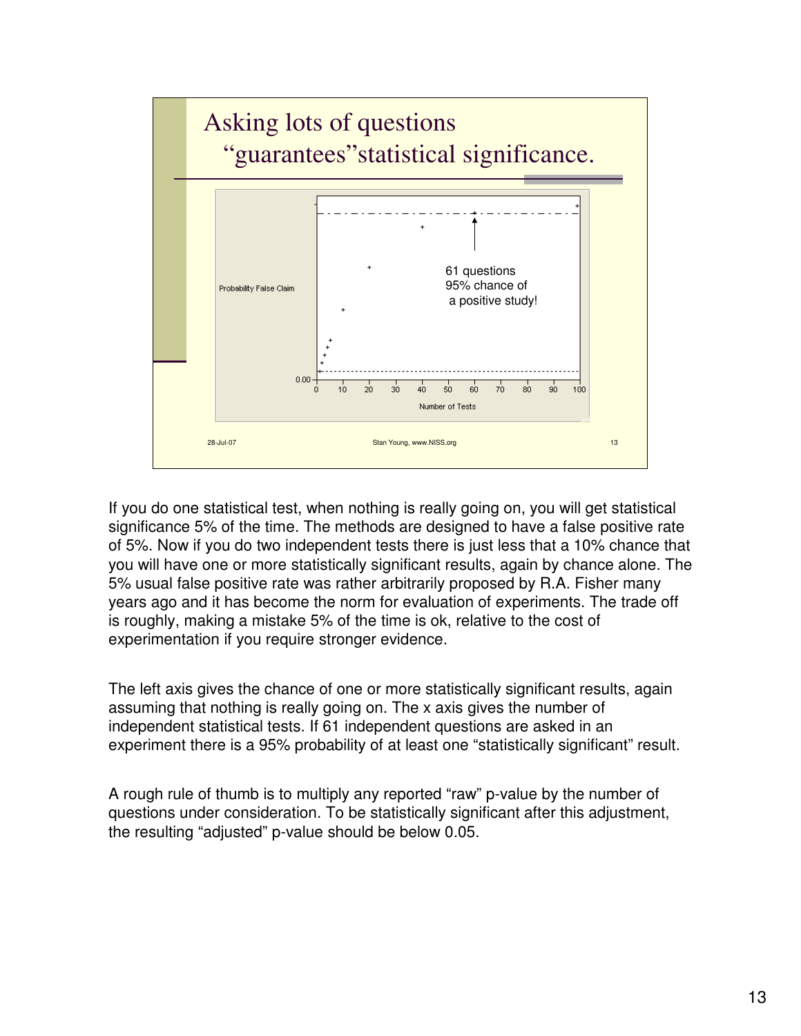## Asking lots of questions "guarantees"statistical significance.

Probability False Claim

61 questions
95% chance of
a positive study!

Number of Tests

28-Jul-07 Stan Young, www.NISS.org 13

If you do one statistical test, when nothing is really going on, you will get statistical significance 5% of the time. The methods are designed to have a false positive rate of 5%. Now if you do two independent tests there is just less that a 10% chance that you will have one or more statistically significant results, again by chance alone. The 5% usual false positive rate was rather arbitrarily proposed by R.A. Fisher many years ago and it has become the norm for evaluation of experiments. The trade off is roughly, making a mistake 5% of the time is ok, relative to the cost of experimentation if you require stronger evidence.

The left axis gives the chance of one or more statistically significant results, again assuming that nothing is really going on. The x axis gives the number of independent statistical tests. If 61 independent questions are asked in an experiment there is a 95% probability of at least one "statistically significant" result.

A rough rule of thumb is to multiply any reported "raw" p-value by the number of questions under consideration. To be statistically significant after this adjustment, the resulting "adjusted" p-value should be below 0.05.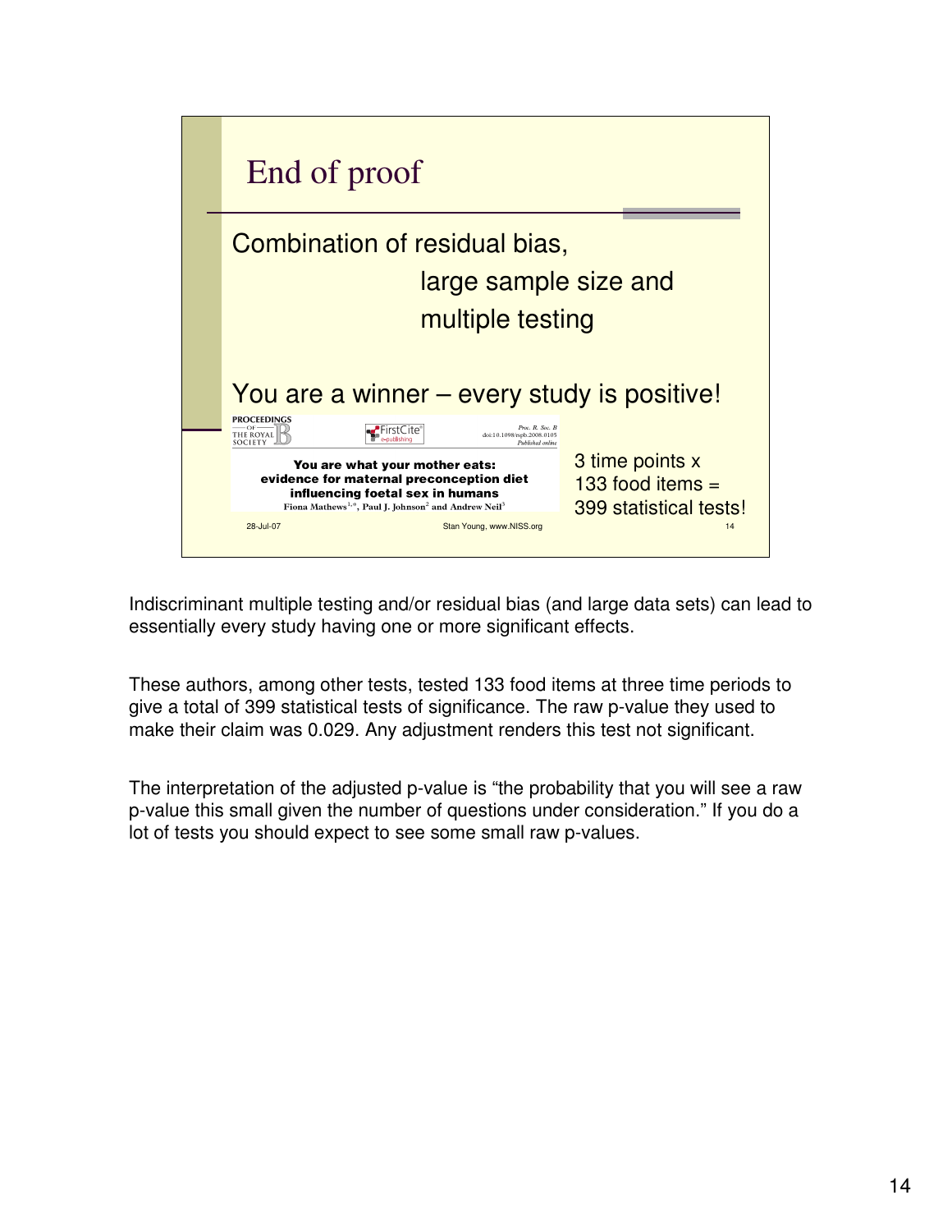## End of proof

Combination of residual bias,
large sample size and
multiple testing

You are a winner – every study is positive!

PROCEEDINGS OF THE ROYAL SOCIETY B

Proc. R. Soc. B doi:10.1098/rspb.2008.0105 Published online

**You are what your mother eats: evidence for maternal preconception diet influencing foetal sex in humans**

Fiona Mathews[1,*], Paul J. Johnson[2] and Andrew Neil[3]

3 time points x 133 food items = 399 statistical tests!

28-Jul-07 Stan Young, www.NISS.org 14

Indiscriminant multiple testing and/or residual bias (and large data sets) can lead to essentially every study having one or more significant effects.

These authors, among other tests, tested 133 food items at three time periods to give a total of 399 statistical tests of significance. The raw p-value they used to make their claim was 0.029. Any adjustment renders this test not significant.

The interpretation of the adjusted p-value is "the probability that you will see a raw p-value this small given the number of questions under consideration." If you do a lot of tests you should expect to see some small raw p-values.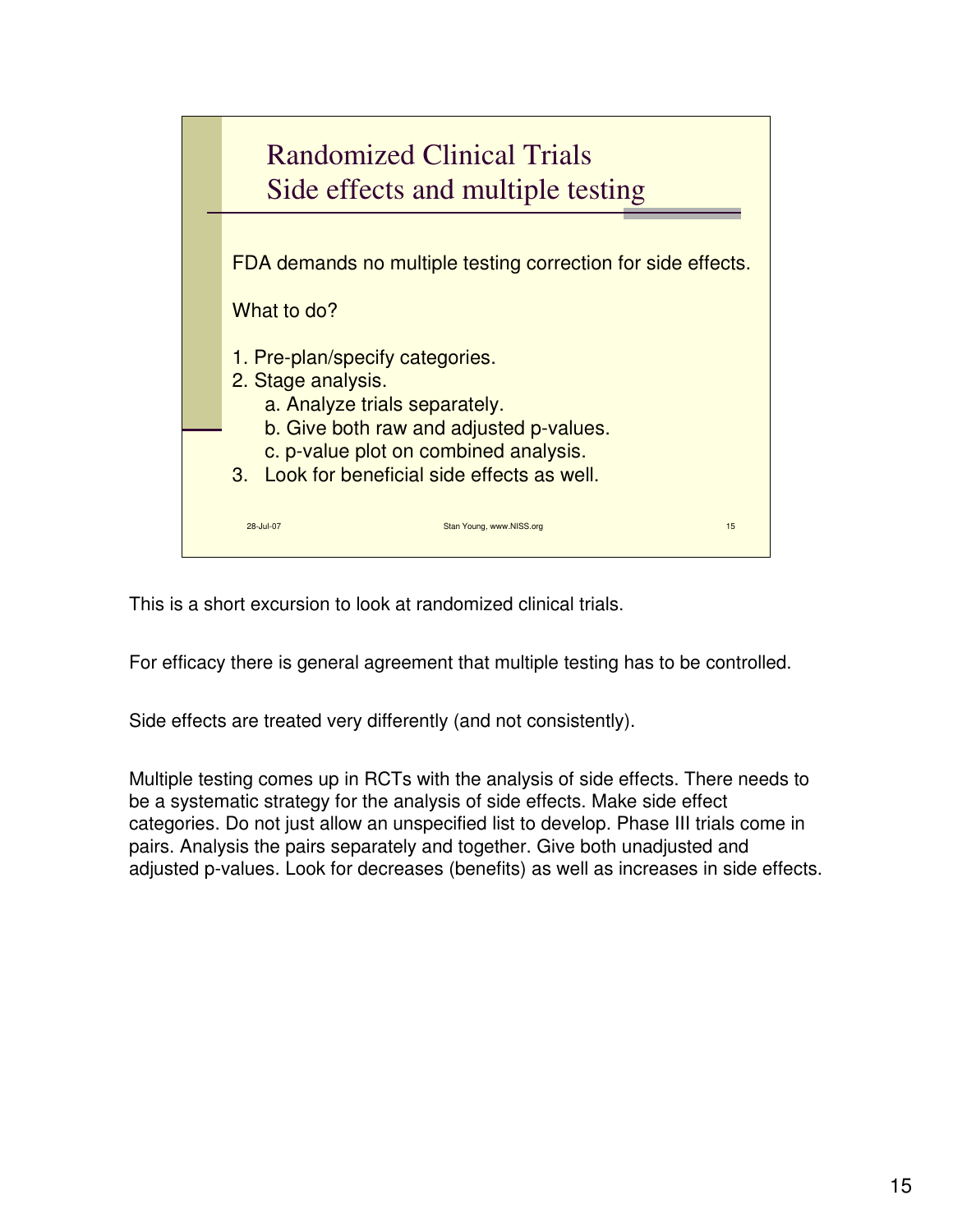## Randomized Clinical Trials
## Side effects and multiple testing

FDA demands no multiple testing correction for side effects.

What to do?

1. Pre-plan/specify categories.
2. Stage analysis.
    a. Analyze trials separately.
    b. Give both raw and adjusted p-values.
    c. p-value plot on combined analysis.
3. Look for beneficial side effects as well.

This is a short excursion to look at randomized clinical trials.

For efficacy there is general agreement that multiple testing has to be controlled.

Side effects are treated very differently (and not consistently).

Multiple testing comes up in RCTs with the analysis of side effects. There needs to be a systematic strategy for the analysis of side effects. Make side effect categories. Do not just allow an unspecified list to develop. Phase III trials come in pairs. Analysis the pairs separately and together. Give both unadjusted and adjusted p-values. Look for decreases (benefits) as well as increases in side effects.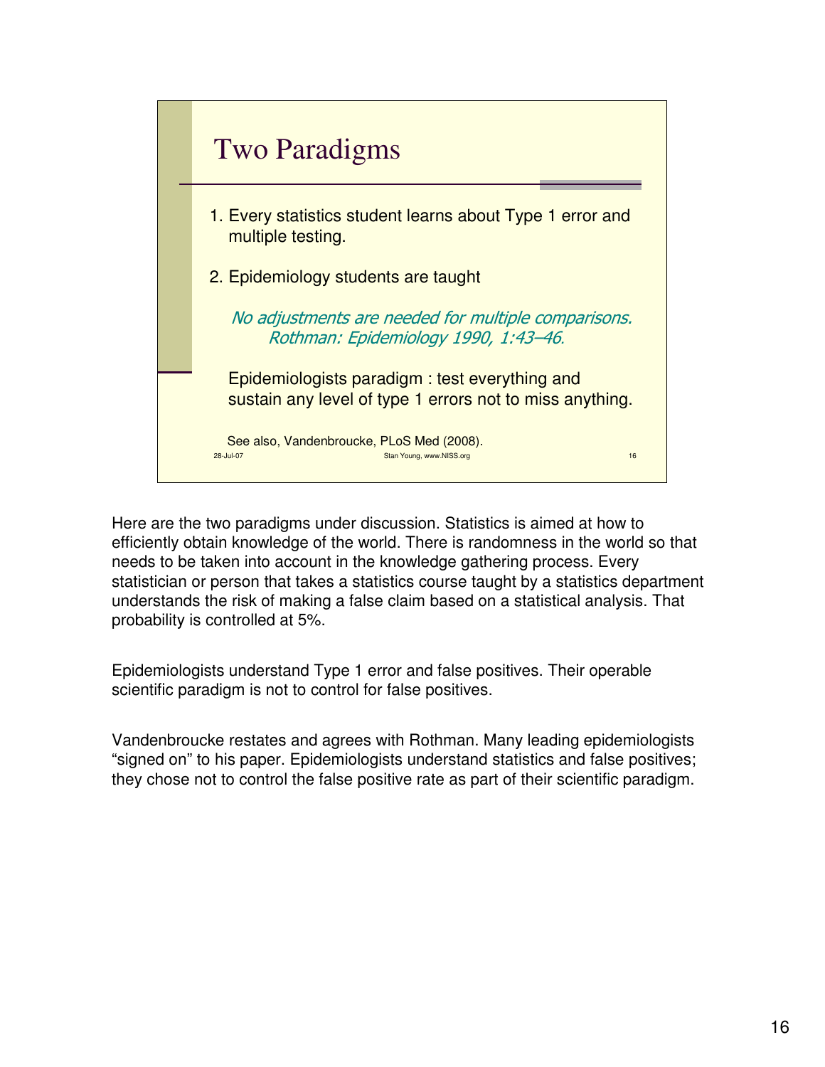## Two Paradigms

1. Every statistics student learns about Type 1 error and multiple testing.
2. Epidemiology students are taught

   *No adjustments are needed for multiple comparisons.*
   *Rothman: Epidemiology 1990, 1:43–46.*

   Epidemiologists paradigm : test everything and sustain any level of type 1 errors not to miss anything.

   See also, Vandenbroucke, PLoS Med (2008).

28-Jul-07 Stan Young, www.NISS.org 16

Here are the two paradigms under discussion. Statistics is aimed at how to efficiently obtain knowledge of the world. There is randomness in the world so that needs to be taken into account in the knowledge gathering process. Every statistician or person that takes a statistics course taught by a statistics department understands the risk of making a false claim based on a statistical analysis. That probability is controlled at 5%.

Epidemiologists understand Type 1 error and false positives. Their operable scientific paradigm is not to control for false positives.

Vandenbroucke restates and agrees with Rothman. Many leading epidemiologists "signed on" to his paper. Epidemiologists understand statistics and false positives; they chose not to control the false positive rate as part of their scientific paradigm.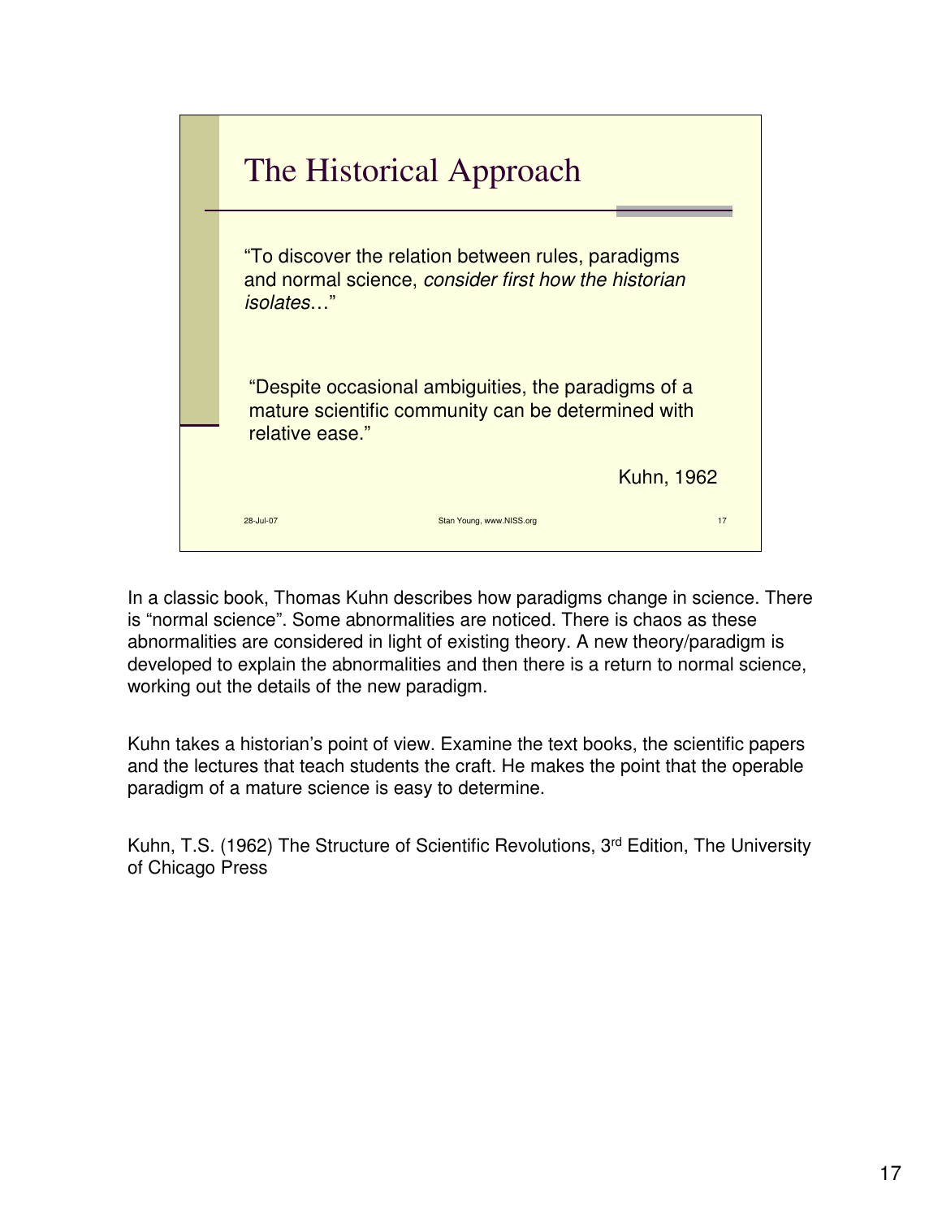## The Historical Approach

"To discover the relation between rules, paradigms and normal science, *consider first how the historian isolates…*"

"Despite occasional ambiguities, the paradigms of a mature scientific community can be determined with relative ease."

Kuhn, 1962

In a classic book, Thomas Kuhn describes how paradigms change in science. There is "normal science". Some abnormalities are noticed. There is chaos as these abnormalities are considered in light of existing theory. A new theory/paradigm is developed to explain the abnormalities and then there is a return to normal science, working out the details of the new paradigm.

Kuhn takes a historian's point of view. Examine the text books, the scientific papers and the lectures that teach students the craft. He makes the point that the operable paradigm of a mature science is easy to determine.

Kuhn, T.S. (1962) The Structure of Scientific Revolutions, 3rd Edition, The University of Chicago Press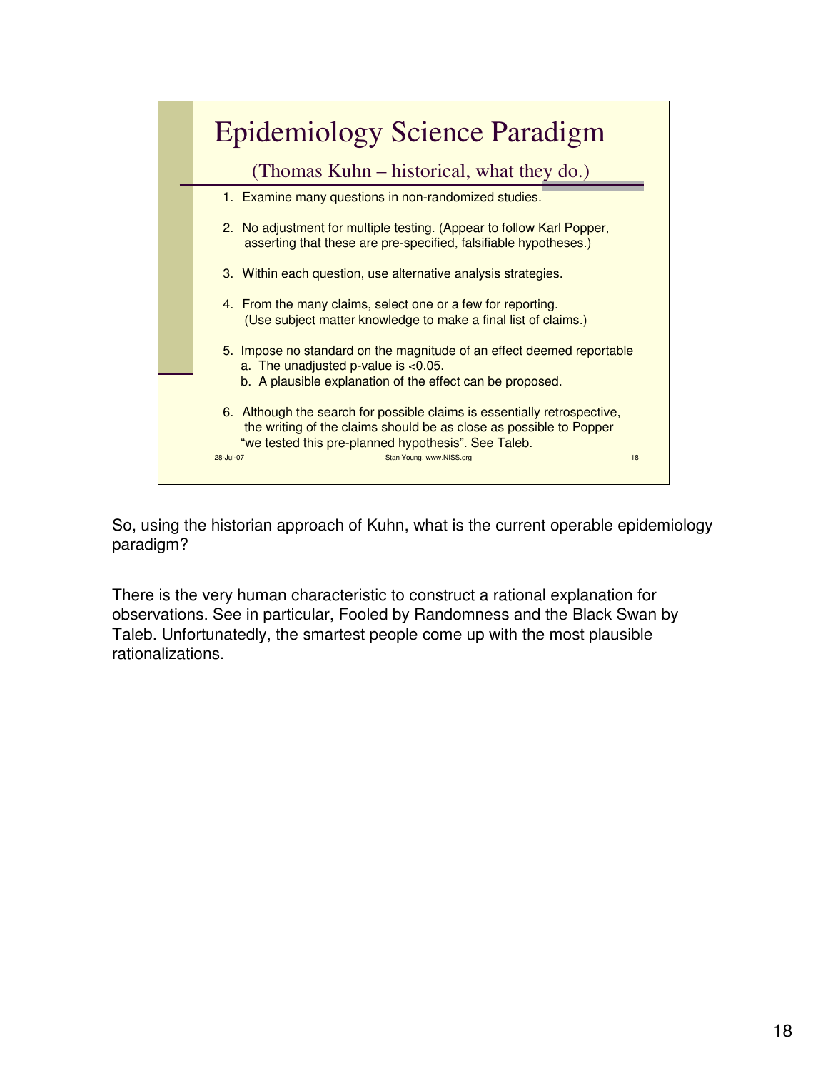# Epidemiology Science Paradigm

(Thomas Kuhn – historical, what they do.)

1. Examine many questions in non-randomized studies.
2. No adjustment for multiple testing. (Appear to follow Karl Popper, asserting that these are pre-specified, falsifiable hypotheses.)
3. Within each question, use alternative analysis strategies.
4. From the many claims, select one or a few for reporting. (Use subject matter knowledge to make a final list of claims.)
5. Impose no standard on the magnitude of an effect deemed reportable
   a. The unadjusted p-value is <0.05.
   b. A plausible explanation of the effect can be proposed.
6. Although the search for possible claims is essentially retrospective, the writing of the claims should be as close as possible to Popper "we tested this pre-planned hypothesis". See Taleb.

28-Jul-07 Stan Young, www.NISS.org 18

So, using the historian approach of Kuhn, what is the current operable epidemiology paradigm?

There is the very human characteristic to construct a rational explanation for observations. See in particular, Fooled by Randomness and the Black Swan by Taleb. Unfortunatedly, the smartest people come up with the most plausible rationalizations.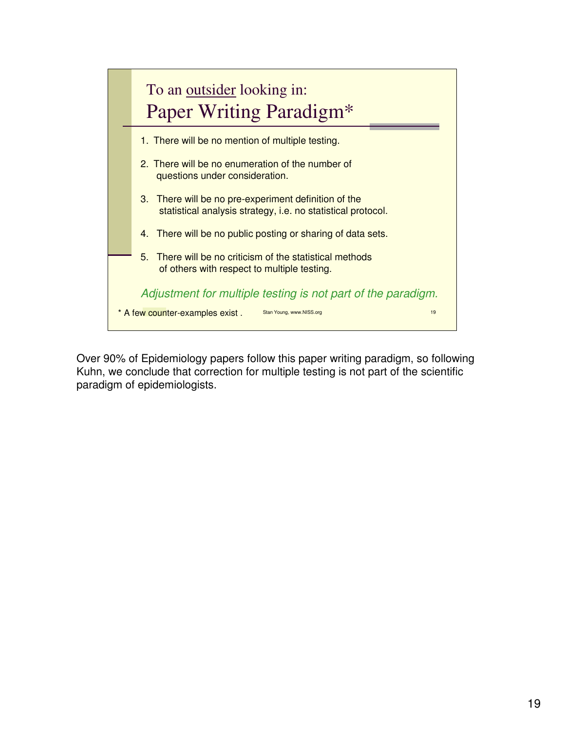To an <u>outsider</u> looking in:

## Paper Writing Paradigm*

1. There will be no mention of multiple testing.
2. There will be no enumeration of the number of questions under consideration.
3. There will be no pre-experiment definition of the statistical analysis strategy, i.e. no statistical protocol.
4. There will be no public posting or sharing of data sets.
5. There will be no criticism of the statistical methods of others with respect to multiple testing.

*Adjustment for multiple testing is not part of the paradigm.*

\* A few counter-examples exist .

Stan Young, www.NISS.org

Over 90% of Epidemiology papers follow this paper writing paradigm, so following Kuhn, we conclude that correction for multiple testing is not part of the scientific paradigm of epidemiologists.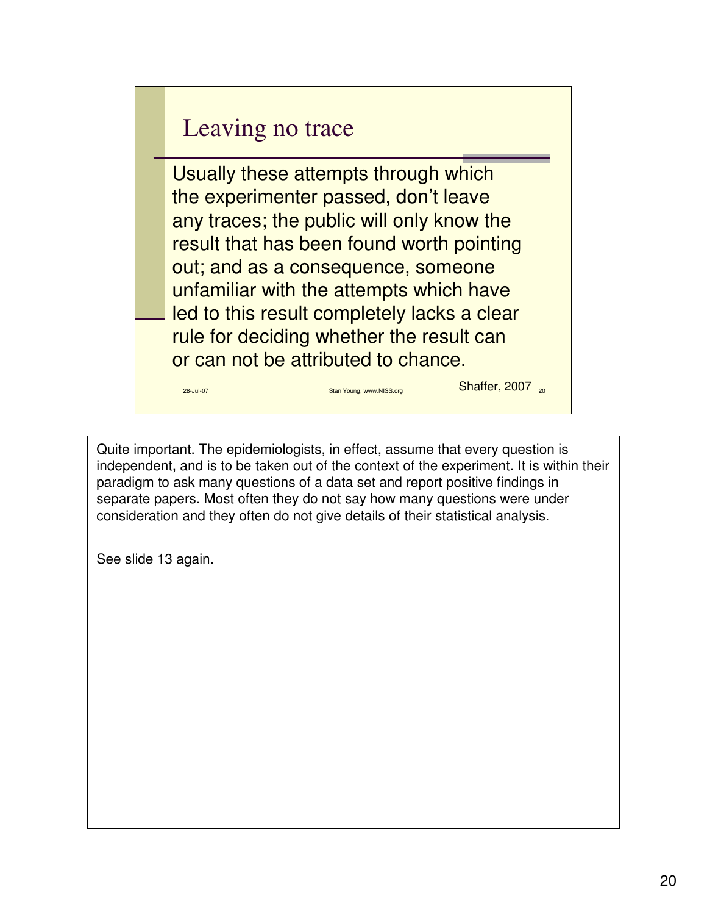## Leaving no trace

Usually these attempts through which the experimenter passed, don't leave any traces; the public will only know the result that has been found worth pointing out; and as a consequence, someone unfamiliar with the attempts which have led to this result completely lacks a clear rule for deciding whether the result can or can not be attributed to chance.

Shaffer, 2007

28-Jul-07 Stan Young, www.NISS.org 20

Quite important. The epidemiologists, in effect, assume that every question is independent, and is to be taken out of the context of the experiment. It is within their paradigm to ask many questions of a data set and report positive findings in separate papers. Most often they do not say how many questions were under consideration and they often do not give details of their statistical analysis.

See slide 13 again.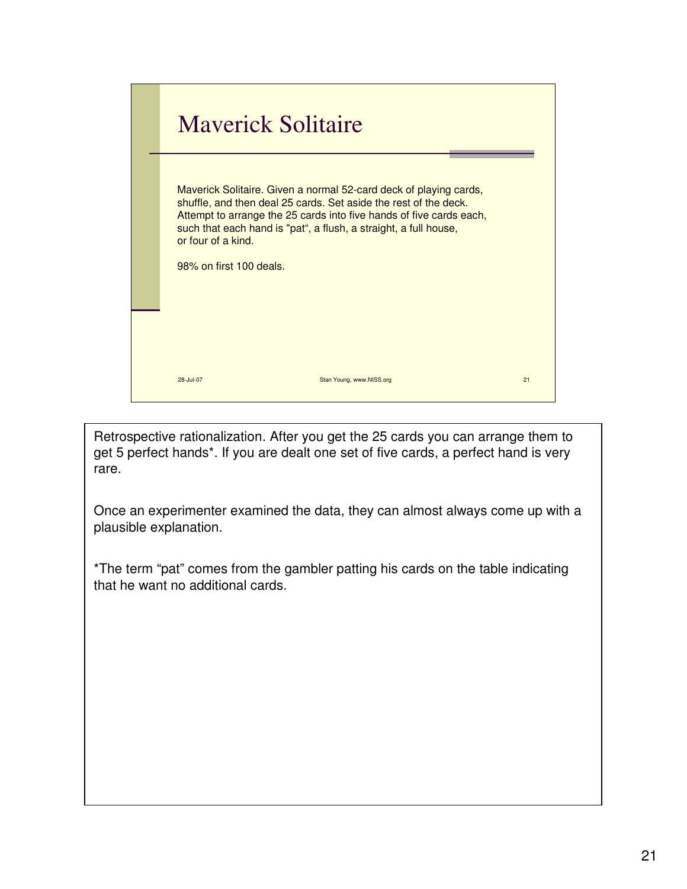# Maverick Solitaire

Maverick Solitaire. Given a normal 52-card deck of playing cards, shuffle, and then deal 25 cards. Set aside the rest of the deck. Attempt to arrange the 25 cards into five hands of five cards each, such that each hand is "pat", a flush, a straight, a full house, or four of a kind.

98% on first 100 deals.

Retrospective rationalization. After you get the 25 cards you can arrange them to get 5 perfect hands*. If you are dealt one set of five cards, a perfect hand is very rare.

Once an experimenter examined the data, they can almost always come up with a plausible explanation.

*The term "pat" comes from the gambler patting his cards on the table indicating that he want no additional cards.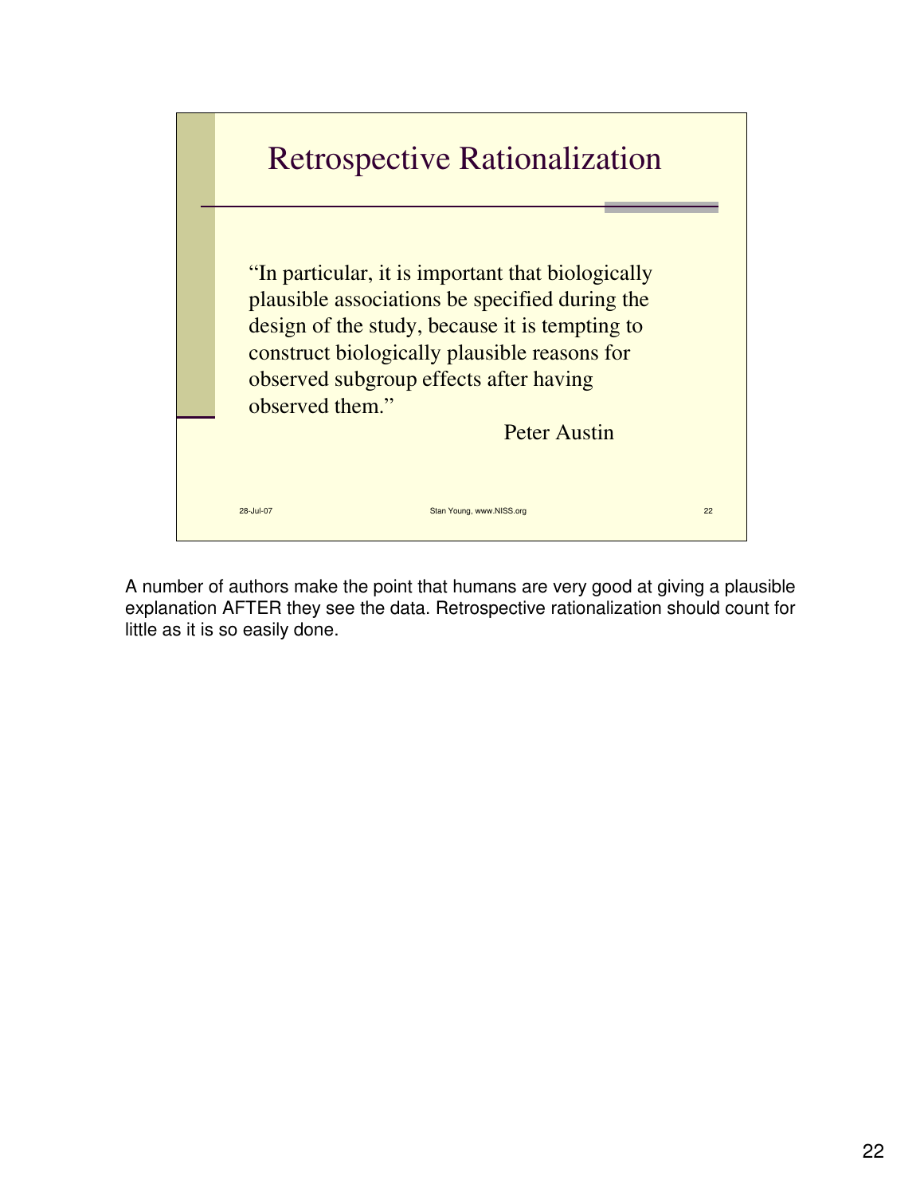# Retrospective Rationalization

"In particular, it is important that biologically plausible associations be specified during the design of the study, because it is tempting to construct biologically plausible reasons for observed subgroup effects after having observed them."

Peter Austin

28-Jul-07 Stan Young, www.NISS.org 22

A number of authors make the point that humans are very good at giving a plausible explanation AFTER they see the data. Retrospective rationalization should count for little as it is so easily done.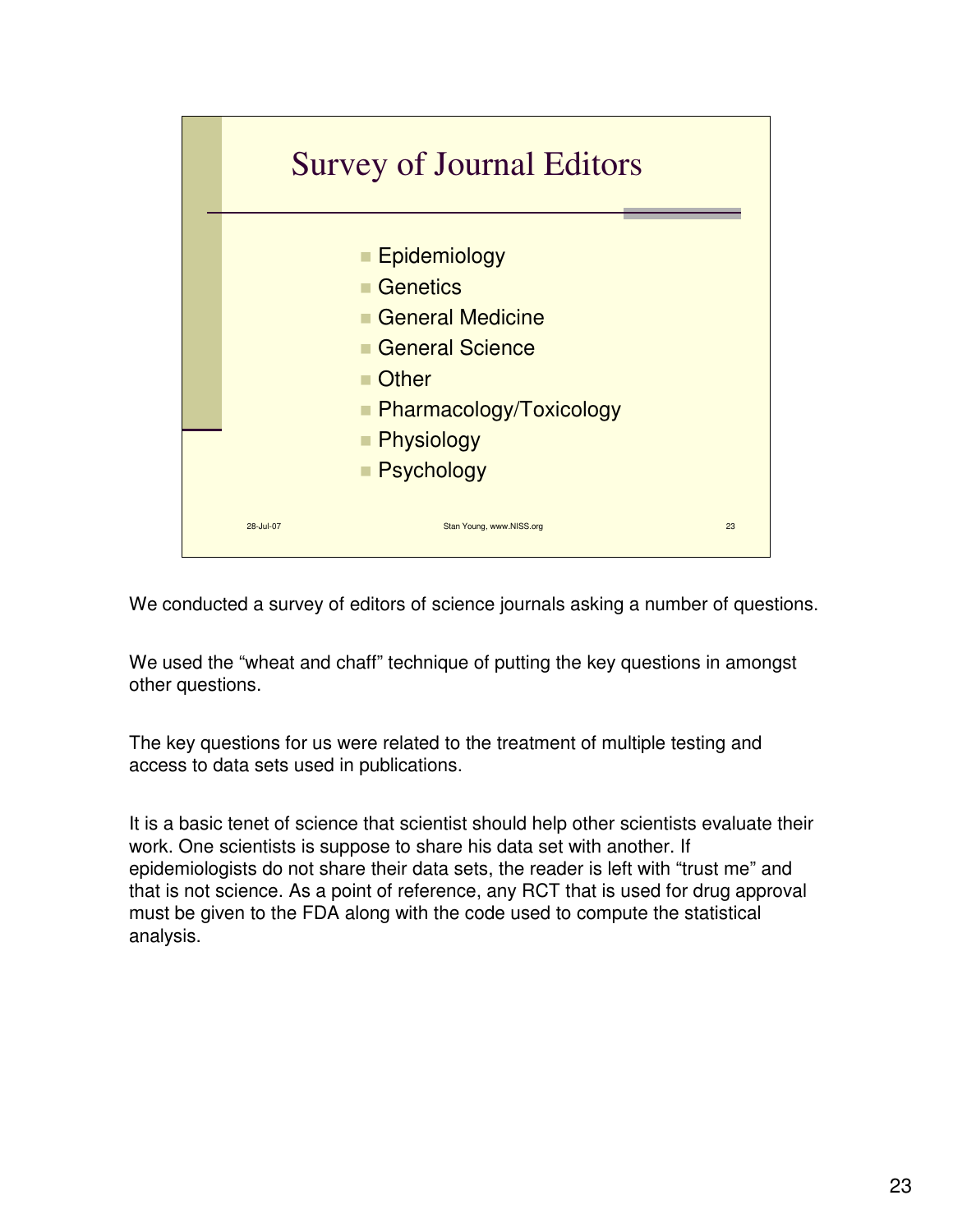## Survey of Journal Editors

- Epidemiology
- Genetics
- General Medicine
- General Science
- Other
- Pharmacology/Toxicology
- Physiology
- Psychology

28-Jul-07 Stan Young, www.NISS.org 23

We conducted a survey of editors of science journals asking a number of questions.

We used the “wheat and chaff” technique of putting the key questions in amongst other questions.

The key questions for us were related to the treatment of multiple testing and access to data sets used in publications.

It is a basic tenet of science that scientist should help other scientists evaluate their work. One scientists is suppose to share his data set with another. If epidemiologists do not share their data sets, the reader is left with “trust me” and that is not science. As a point of reference, any RCT that is used for drug approval must be given to the FDA along with the code used to compute the statistical analysis.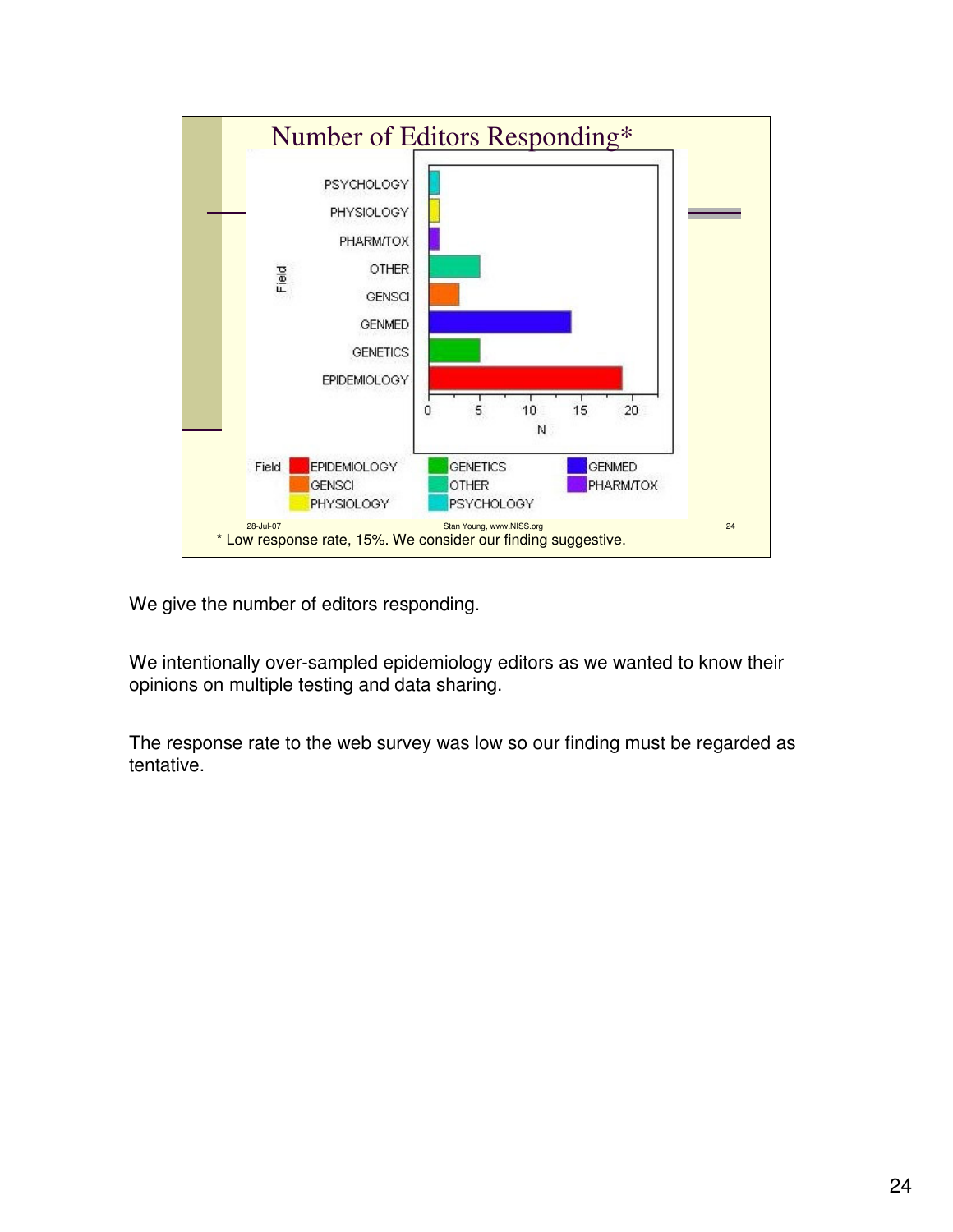## Number of Editors Responding*

| Field | N |
| --- | --- |
| PSYCHOLOGY | 1 |
| PHYSIOLOGY | 1 |
| PHARM/TOX | 1 |
| OTHER | 5 |
| GENSCI | 3 |
| GENMED | 14 |
| GENETICS | 5 |
| EPIDEMIOLOGY | 19 |

\* Low response rate, 15%. We consider our finding suggestive.

We give the number of editors responding.

We intentionally over-sampled epidemiology editors as we wanted to know their opinions on multiple testing and data sharing.

The response rate to the web survey was low so our finding must be regarded as tentative.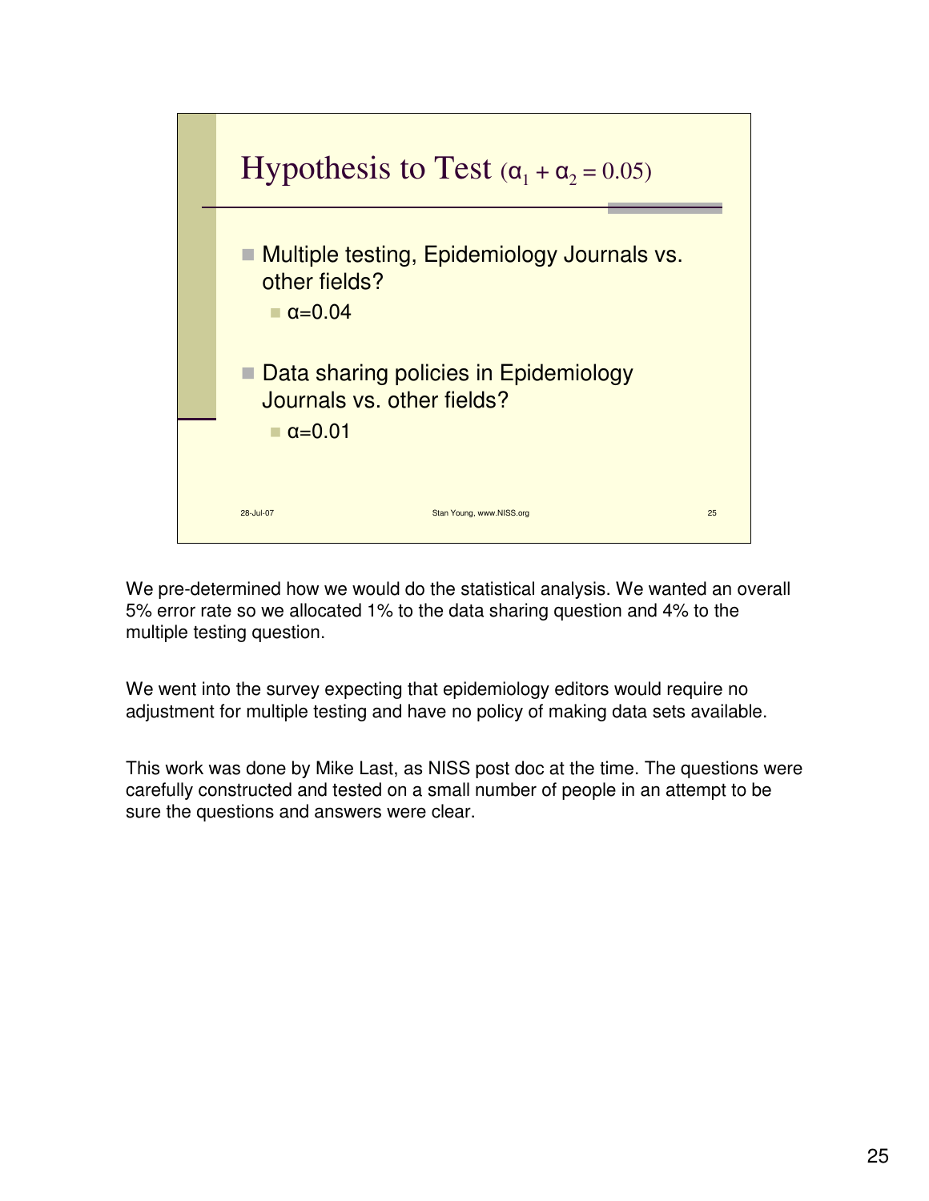## Hypothesis to Test ($\alpha_1 + \alpha_2 = 0.05$)

- Multiple testing, Epidemiology Journals vs. other fields?
  - $\alpha=0.04$
- Data sharing policies in Epidemiology Journals vs. other fields?
  - $\alpha=0.01$

28-Jul-07 Stan Young, www.NISS.org 25

We pre-determined how we would do the statistical analysis. We wanted an overall 5% error rate so we allocated 1% to the data sharing question and 4% to the multiple testing question.

We went into the survey expecting that epidemiology editors would require no adjustment for multiple testing and have no policy of making data sets available.

This work was done by Mike Last, as NISS post doc at the time. The questions were carefully constructed and tested on a small number of people in an attempt to be sure the questions and answers were clear.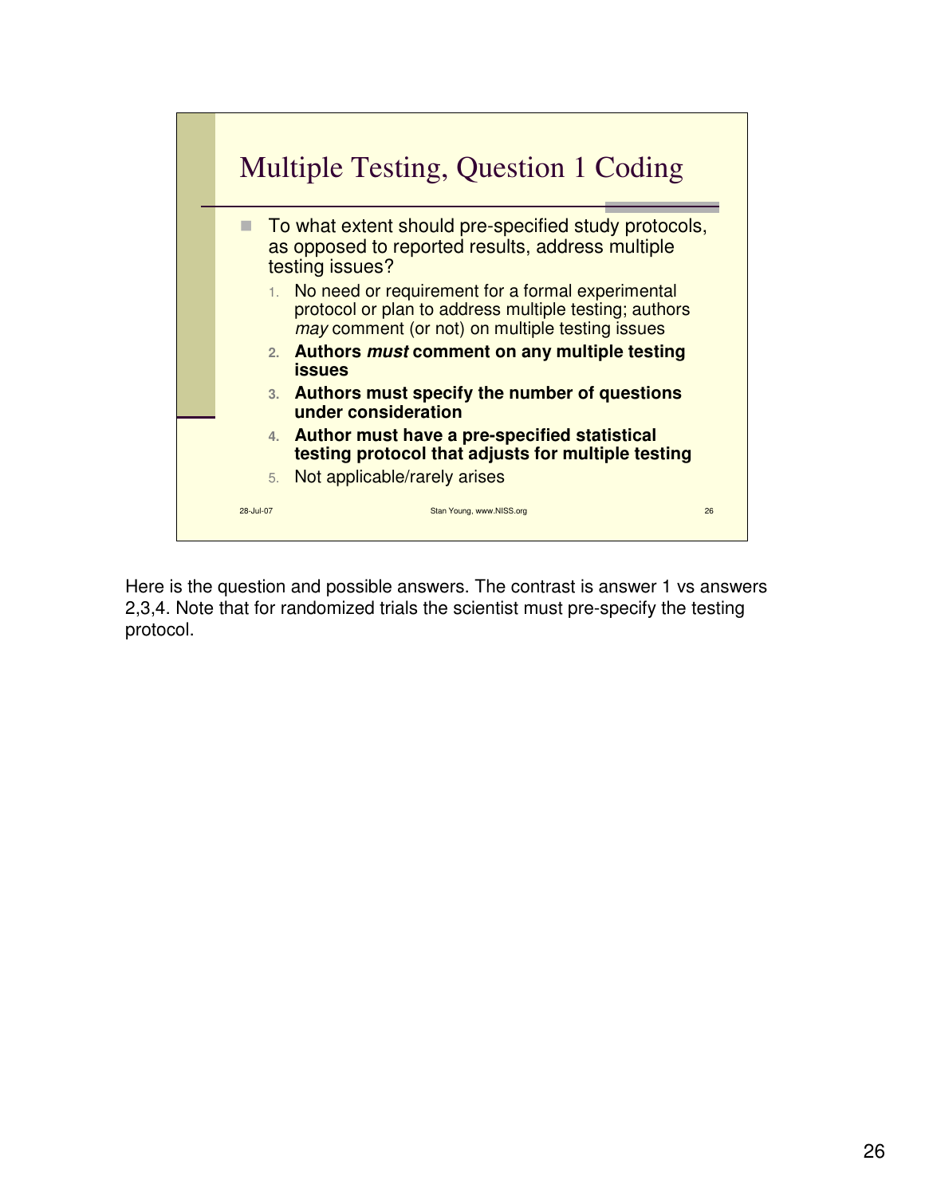## Multiple Testing, Question 1 Coding

- To what extent should pre-specified study protocols, as opposed to reported results, address multiple testing issues?
  1. No need or requirement for a formal experimental protocol or plan to address multiple testing; authors *may* comment (or not) on multiple testing issues
  2. **Authors *must* comment on any multiple testing issues**
  3. **Authors must specify the number of questions under consideration**
  4. **Author must have a pre-specified statistical testing protocol that adjusts for multiple testing**
  5. Not applicable/rarely arises

28-Jul-07 Stan Young, www.NISS.org 26

Here is the question and possible answers. The contrast is answer 1 vs answers 2,3,4. Note that for randomized trials the scientist must pre-specify the testing protocol.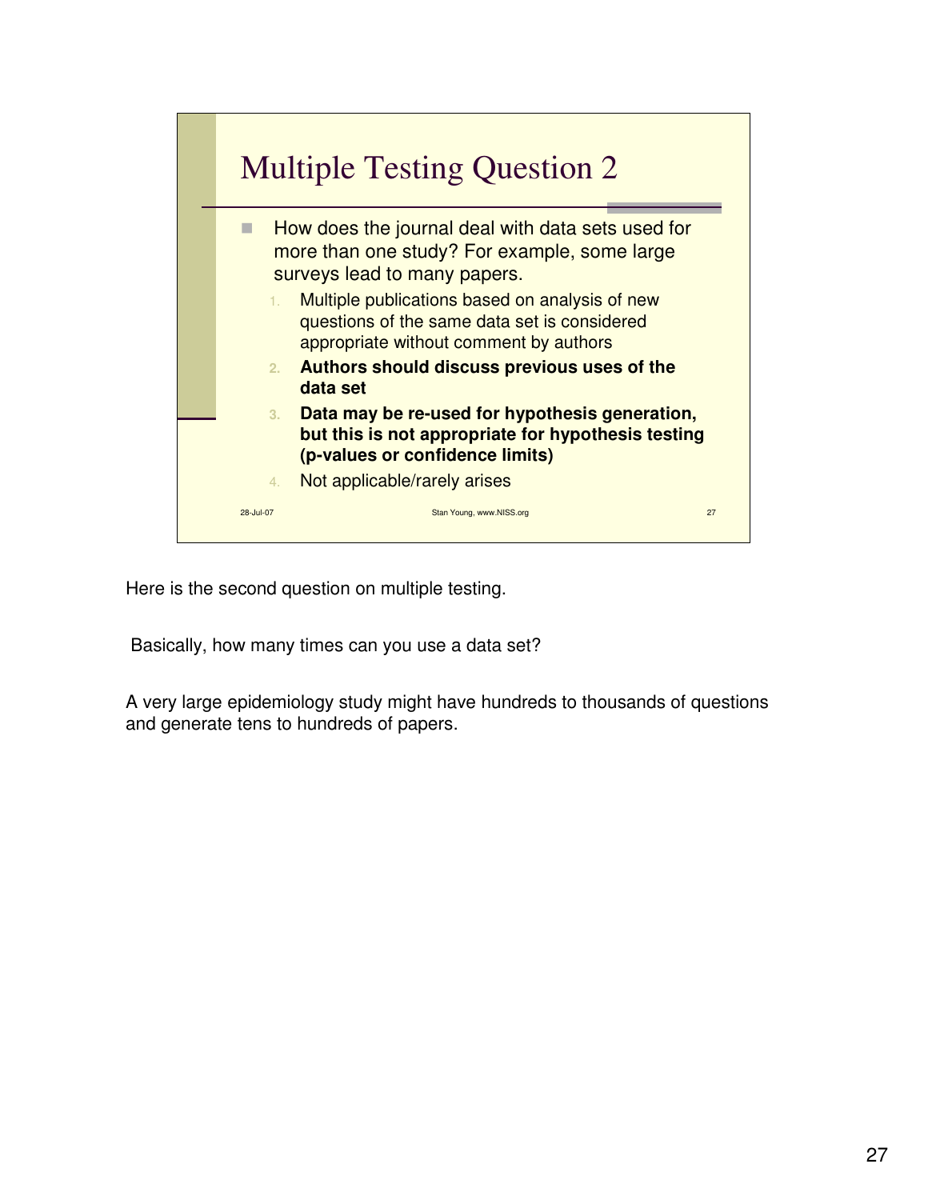## Multiple Testing Question 2

- How does the journal deal with data sets used for more than one study? For example, some large surveys lead to many papers.
  1. Multiple publications based on analysis of new questions of the same data set is considered appropriate without comment by authors
  2. **Authors should discuss previous uses of the data set**
  3. **Data may be re-used for hypothesis generation, but this is not appropriate for hypothesis testing (p-values or confidence limits)**
  4. Not applicable/rarely arises

28-Jul-07 Stan Young, www.NISS.org 27

Here is the second question on multiple testing.

Basically, how many times can you use a data set?

A very large epidemiology study might have hundreds to thousands of questions and generate tens to hundreds of papers.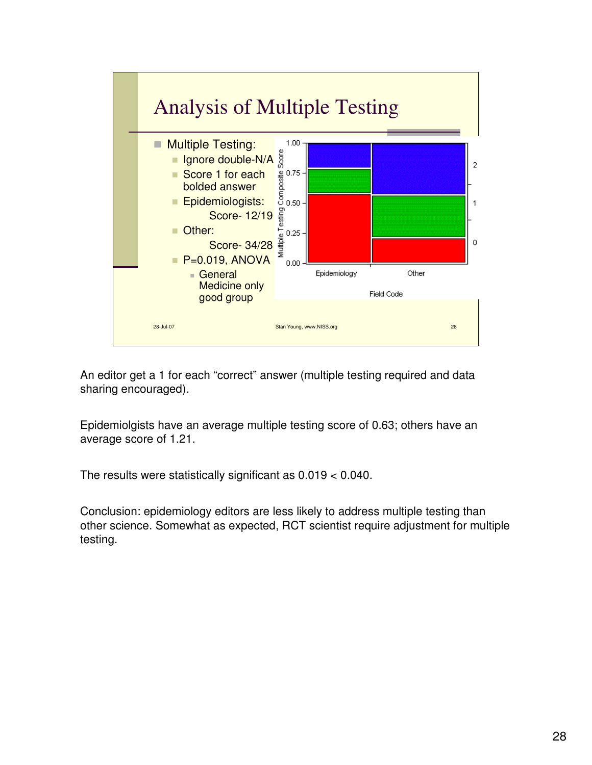## Analysis of Multiple Testing

- Multiple Testing:
  - Ignore double-N/A
  - Score 1 for each bolded answer
  - Epidemiologists:
    Score- 12/19
  - Other:
    Score- 34/28
  - P=0.019, ANOVA
    - General Medicine only good group

An editor get a 1 for each "correct" answer (multiple testing required and data sharing encouraged).

Epidemiolgists have an average multiple testing score of 0.63; others have an average score of 1.21.

The results were statistically significant as 0.019 < 0.040.

Conclusion: epidemiology editors are less likely to address multiple testing than other science. Somewhat as expected, RCT scientist require adjustment for multiple testing.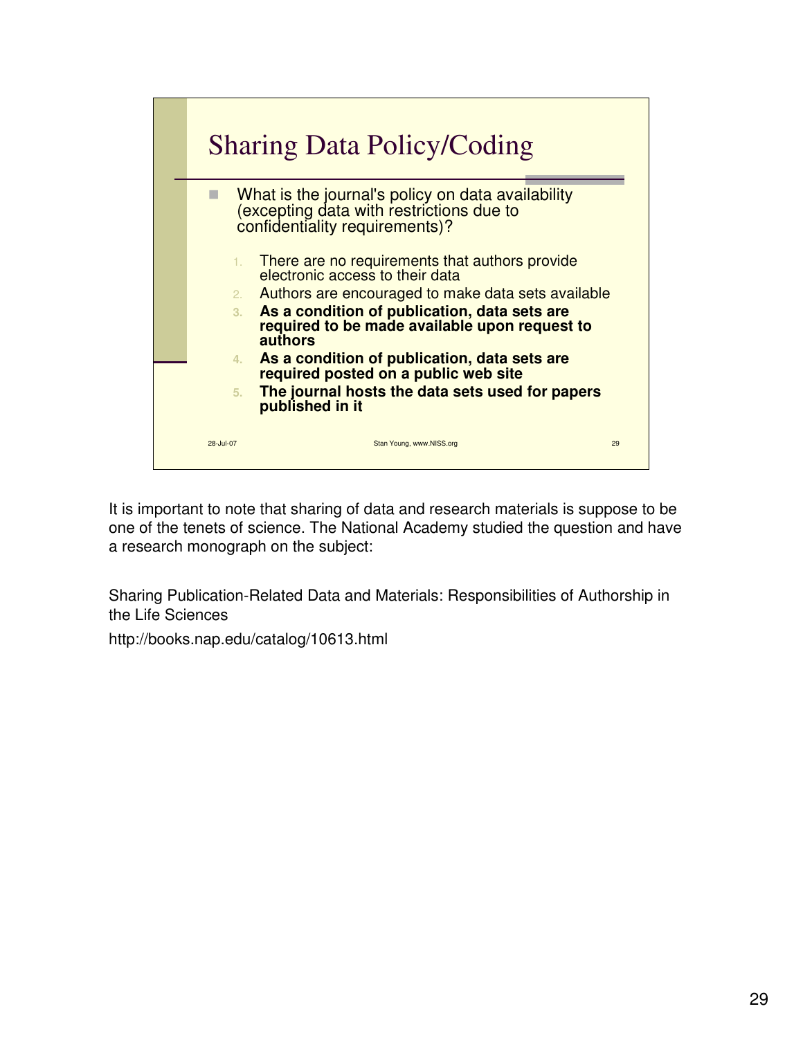## Sharing Data Policy/Coding

- What is the journal's policy on data availability (excepting data with restrictions due to confidentiality requirements)?

1. There are no requirements that authors provide electronic access to their data
2. Authors are encouraged to make data sets available
3. **As a condition of publication, data sets are required to be made available upon request to authors**
4. **As a condition of publication, data sets are required posted on a public web site**
5. **The journal hosts the data sets used for papers published in it**

28-Jul-07 Stan Young, www.NISS.org 29

It is important to note that sharing of data and research materials is suppose to be one of the tenets of science. The National Academy studied the question and have a research monograph on the subject:

Sharing Publication-Related Data and Materials: Responsibilities of Authorship in the Life Sciences

http://books.nap.edu/catalog/10613.html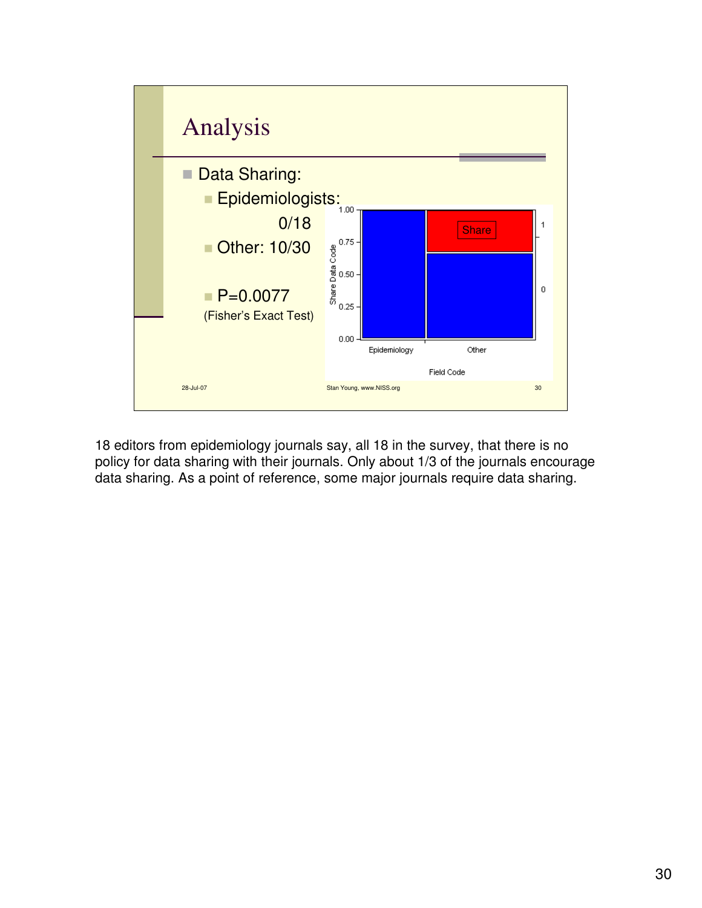# Analysis

- Data Sharing:
  - Epidemiologists: 0/18
  - Other: 10/30
  - P=0.0077

(Fisher's Exact Test)

18 editors from epidemiology journals say, all 18 in the survey, that there is no policy for data sharing with their journals. Only about 1/3 of the journals encourage data sharing. As a point of reference, some major journals require data sharing.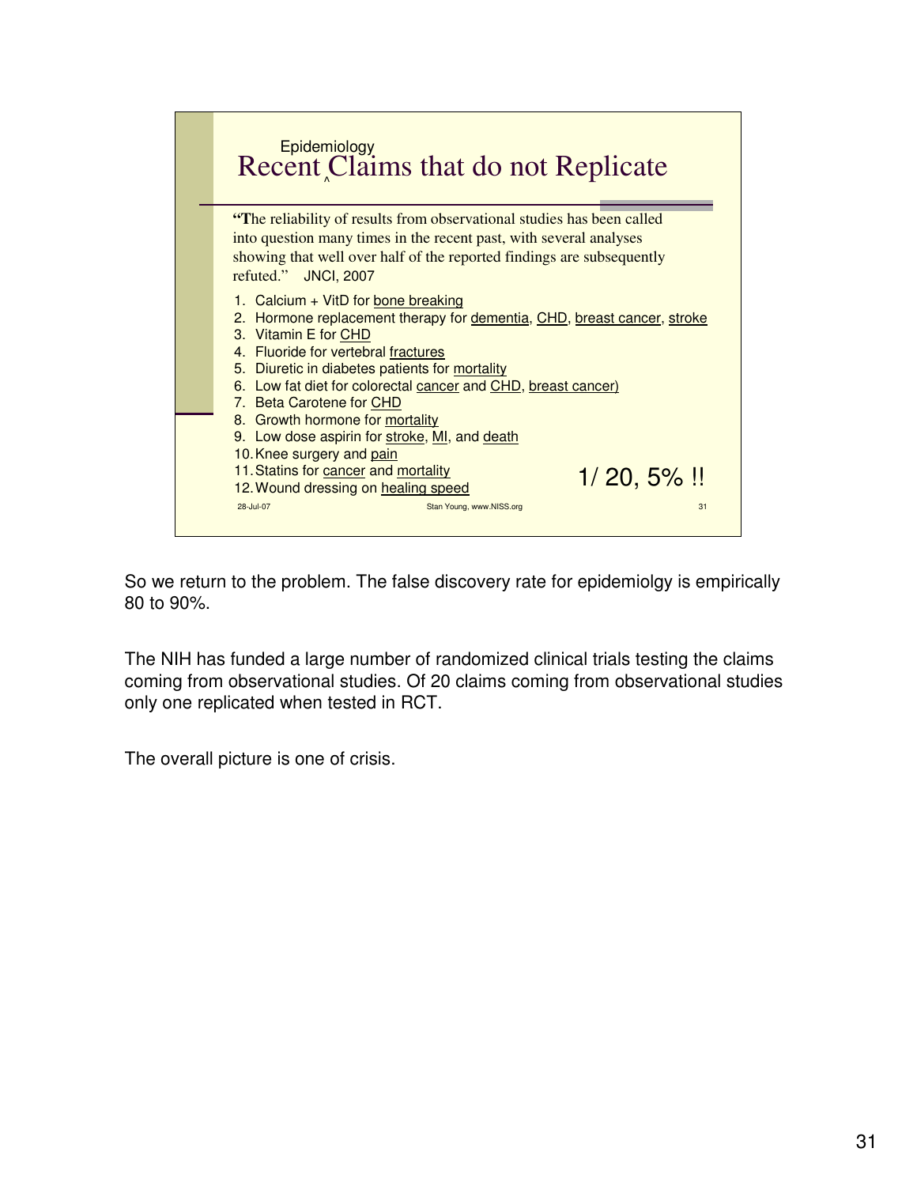## Recent Epidemiology Claims that do not Replicate

"The reliability of results from observational studies has been called into question many times in the recent past, with several analyses showing that well over half of the reported findings are subsequently refuted." JNCI, 2007

1. Calcium + VitD for bone breaking
2. Hormone replacement therapy for dementia, CHD, breast cancer, stroke
3. Vitamin E for CHD
4. Fluoride for vertebral fractures
5. Diuretic in diabetes patients for mortality
6. Low fat diet for colorectal cancer and CHD, breast cancer)
7. Beta Carotene for CHD
8. Growth hormone for mortality
9. Low dose aspirin for stroke, MI, and death
10. Knee surgery and pain
11. Statins for cancer and mortality
12. Wound dressing on healing speed

1/ 20, 5% !!

28-Jul-07 Stan Young, www.NISS.org 31

So we return to the problem. The false discovery rate for epidemiolgy is empirically 80 to 90%.

The NIH has funded a large number of randomized clinical trials testing the claims coming from observational studies. Of 20 claims coming from observational studies only one replicated when tested in RCT.

The overall picture is one of crisis.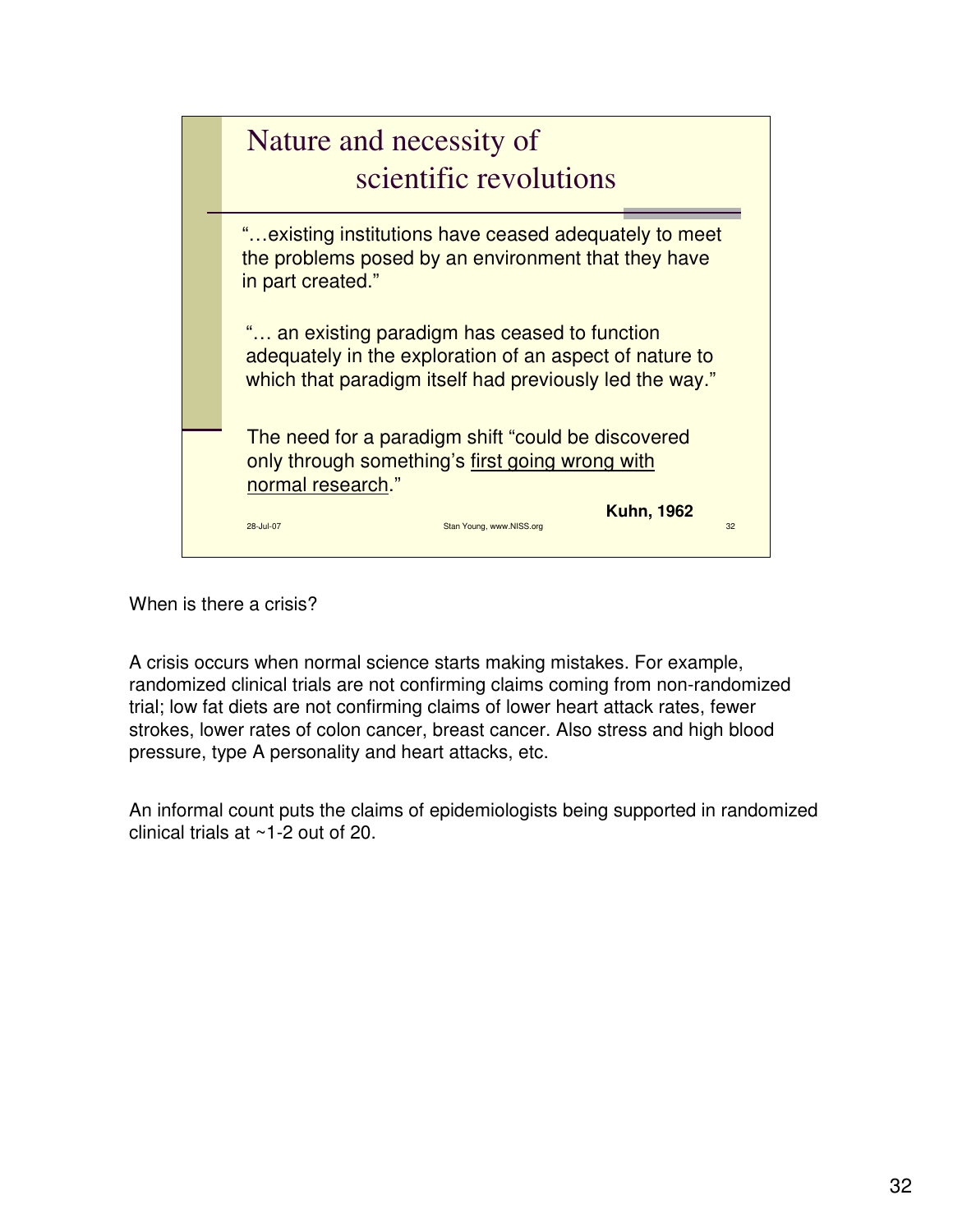## Nature and necessity of scientific revolutions

"…existing institutions have ceased adequately to meet the problems posed by an environment that they have in part created."

"… an existing paradigm has ceased to function adequately in the exploration of an aspect of nature to which that paradigm itself had previously led the way."

The need for a paradigm shift "could be discovered only through something's first going wrong with normal research."

**Kuhn, 1962**

28-Jul-07 Stan Young, www.NISS.org 32

When is there a crisis?

A crisis occurs when normal science starts making mistakes. For example, randomized clinical trials are not confirming claims coming from non-randomized trial; low fat diets are not confirming claims of lower heart attack rates, fewer strokes, lower rates of colon cancer, breast cancer. Also stress and high blood pressure, type A personality and heart attacks, etc.

An informal count puts the claims of epidemiologists being supported in randomized clinical trials at ~1-2 out of 20.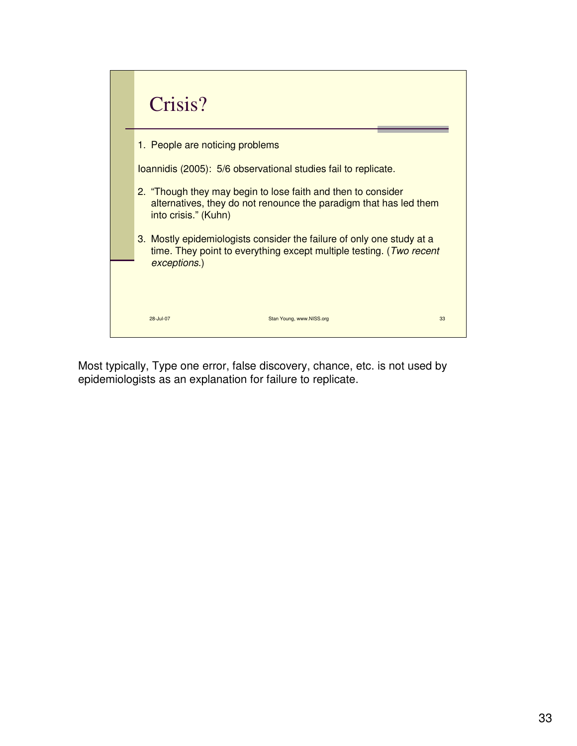# Crisis?

1. People are noticing problems

Ioannidis (2005): 5/6 observational studies fail to replicate.

2. "Though they may begin to lose faith and then to consider alternatives, they do not renounce the paradigm that has led them into crisis." (Kuhn)

3. Mostly epidemiologists consider the failure of only one study at a time. They point to everything except multiple testing. (*Two recent exceptions.*)

28-Jul-07 Stan Young, www.NISS.org 33

Most typically, Type one error, false discovery, chance, etc. is not used by epidemiologists as an explanation for failure to replicate.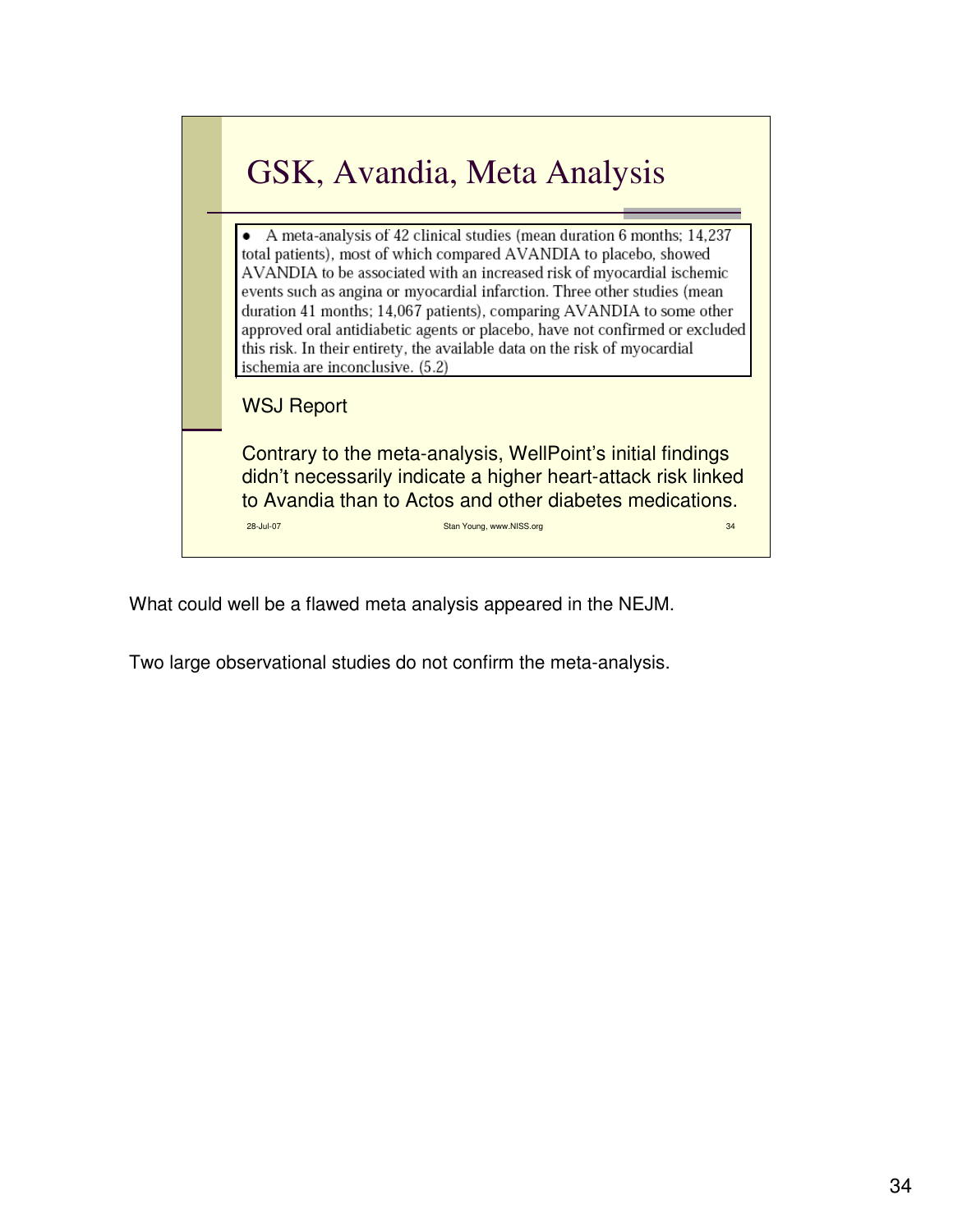# GSK, Avandia, Meta Analysis

- A meta-analysis of 42 clinical studies (mean duration 6 months; 14,237 total patients), most of which compared AVANDIA to placebo, showed AVANDIA to be associated with an increased risk of myocardial ischemic events such as angina or myocardial infarction. Three other studies (mean duration 41 months; 14,067 patients), comparing AVANDIA to some other approved oral antidiabetic agents or placebo, have not confirmed or excluded this risk. In their entirety, the available data on the risk of myocardial ischemia are inconclusive. (5.2)

WSJ Report

Contrary to the meta-analysis, WellPoint's initial findings didn't necessarily indicate a higher heart-attack risk linked to Avandia than to Actos and other diabetes medications.

28-Jul-07 Stan Young, www.NISS.org 34

What could well be a flawed meta analysis appeared in the NEJM.

Two large observational studies do not confirm the meta-analysis.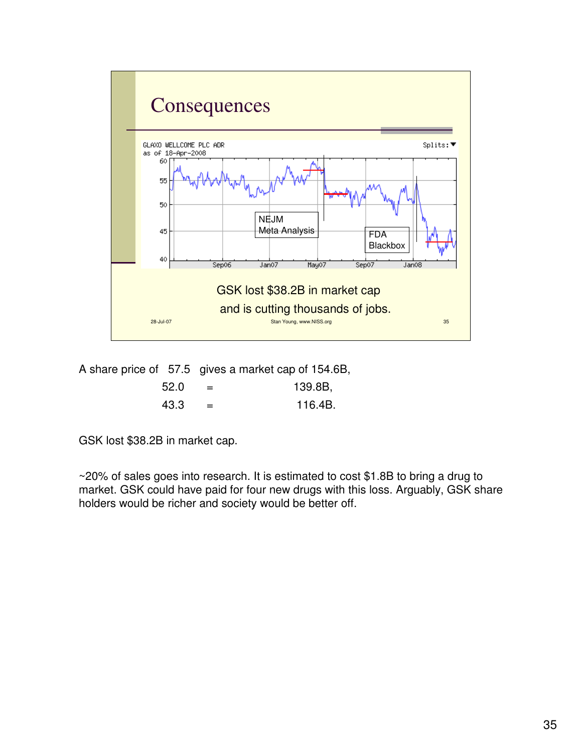## Consequences

GLAXO WELLCOME PLC ADR
as of 18-Apr-2008

NEJM Meta Analysis

FDA Blackbox

GSK lost $38.2B in market cap and is cutting thousands of jobs.

28-Jul-07 Stan Young, www.NISS.org 35

| A share price of | 57.5 | gives a market cap of 154.6B, |
|---|---|---|
| | 52.0 | = 139.8B, |
| | 43.3 | = 116.4B. |

GSK lost $38.2B in market cap.

~20% of sales goes into research. It is estimated to cost $1.8B to bring a drug to market. GSK could have paid for four new drugs with this loss. Arguably, GSK share holders would be richer and society would be better off.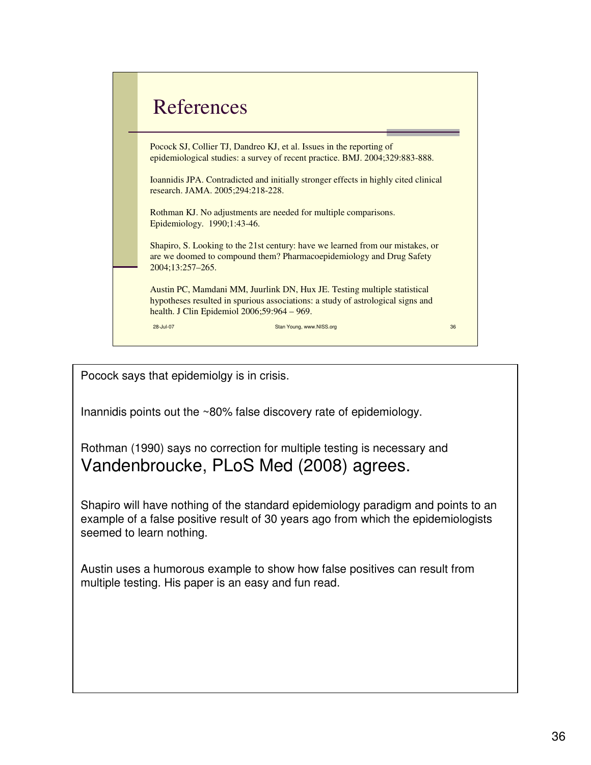# References

Pocock SJ, Collier TJ, Dandreo KJ, et al. Issues in the reporting of epidemiological studies: a survey of recent practice. BMJ. 2004;329:883-888.

Ioannidis JPA. Contradicted and initially stronger effects in highly cited clinical research. JAMA. 2005;294:218-228.

Rothman KJ. No adjustments are needed for multiple comparisons. Epidemiology. 1990;1:43-46.

Shapiro, S. Looking to the 21st century: have we learned from our mistakes, or are we doomed to compound them? Pharmacoepidemiology and Drug Safety 2004;13:257–265.

Austin PC, Mamdani MM, Juurlink DN, Hux JE. Testing multiple statistical hypotheses resulted in spurious associations: a study of astrological signs and health. J Clin Epidemiol 2006;59:964 – 969.

28-Jul-07 Stan Young, www.NISS.org 36

Pocock says that epidemiolgy is in crisis.

Inannidis points out the ~80% false discovery rate of epidemiology.

Rothman (1990) says no correction for multiple testing is necessary and Vandenbroucke, PLoS Med (2008) agrees.

Shapiro will have nothing of the standard epidemiology paradigm and points to an example of a false positive result of 30 years ago from which the epidemiologists seemed to learn nothing.

Austin uses a humorous example to show how false positives can result from multiple testing. His paper is an easy and fun read.